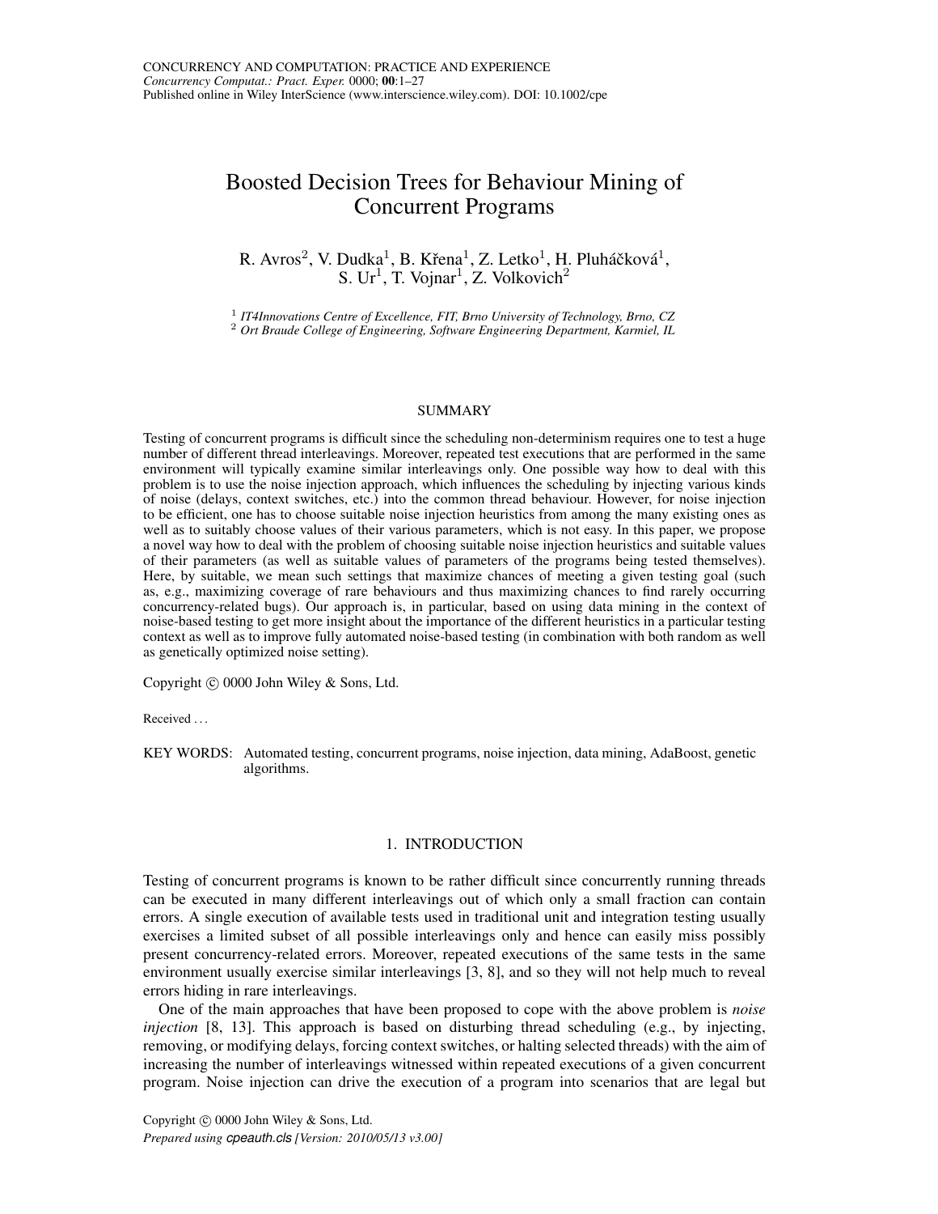# Boosted Decision Trees for Behaviour Mining of Concurrent Programs

R. Avros[2], V. Dudka[1], B. Křena[1], Z. Letko[1], H. Pluháčková[1], S. Ur[1], T. Vojnar[1], Z. Volkovich[2]

[1] *IT4Innovations Centre of Excellence, FIT, Brno University of Technology, Brno, CZ*
[2] *Ort Braude College of Engineering, Software Engineering Department, Karmiel, IL*

## SUMMARY

Testing of concurrent programs is difficult since the scheduling non-determinism requires one to test a huge number of different thread interleavings. Moreover, repeated test executions that are performed in the same environment will typically examine similar interleavings only. One possible way how to deal with this problem is to use the noise injection approach, which influences the scheduling by injecting various kinds of noise (delays, context switches, etc.) into the common thread behaviour. However, for noise injection to be efficient, one has to choose suitable noise injection heuristics from among the many existing ones as well as to suitably choose values of their various parameters, which is not easy. In this paper, we propose a novel way how to deal with the problem of choosing suitable noise injection heuristics and suitable values of their parameters (as well as suitable values of parameters of the programs being tested themselves). Here, by suitable, we mean such settings that maximize chances of meeting a given testing goal (such as, e.g., maximizing coverage of rare behaviours and thus maximizing chances to find rarely occurring concurrency-related bugs). Our approach is, in particular, based on using data mining in the context of noise-based testing to get more insight about the importance of the different heuristics in a particular testing context as well as to improve fully automated noise-based testing (in combination with both random as well as genetically optimized noise setting).

Copyright © 0000 John Wiley & Sons, Ltd.

Received . . .

KEY WORDS: Automated testing, concurrent programs, noise injection, data mining, AdaBoost, genetic algorithms.

## 1. INTRODUCTION

Testing of concurrent programs is known to be rather difficult since concurrently running threads can be executed in many different interleavings out of which only a small fraction can contain errors. A single execution of available tests used in traditional unit and integration testing usually exercises a limited subset of all possible interleavings only and hence can easily miss possibly present concurrency-related errors. Moreover, repeated executions of the same tests in the same environment usually exercise similar interleavings [3, 8], and so they will not help much to reveal errors hiding in rare interleavings.

One of the main approaches that have been proposed to cope with the above problem is *noise injection* [8, 13]. This approach is based on disturbing thread scheduling (e.g., by injecting, removing, or modifying delays, forcing context switches, or halting selected threads) with the aim of increasing the number of interleavings witnessed within repeated executions of a given concurrent program. Noise injection can drive the execution of a program into scenarios that are legal but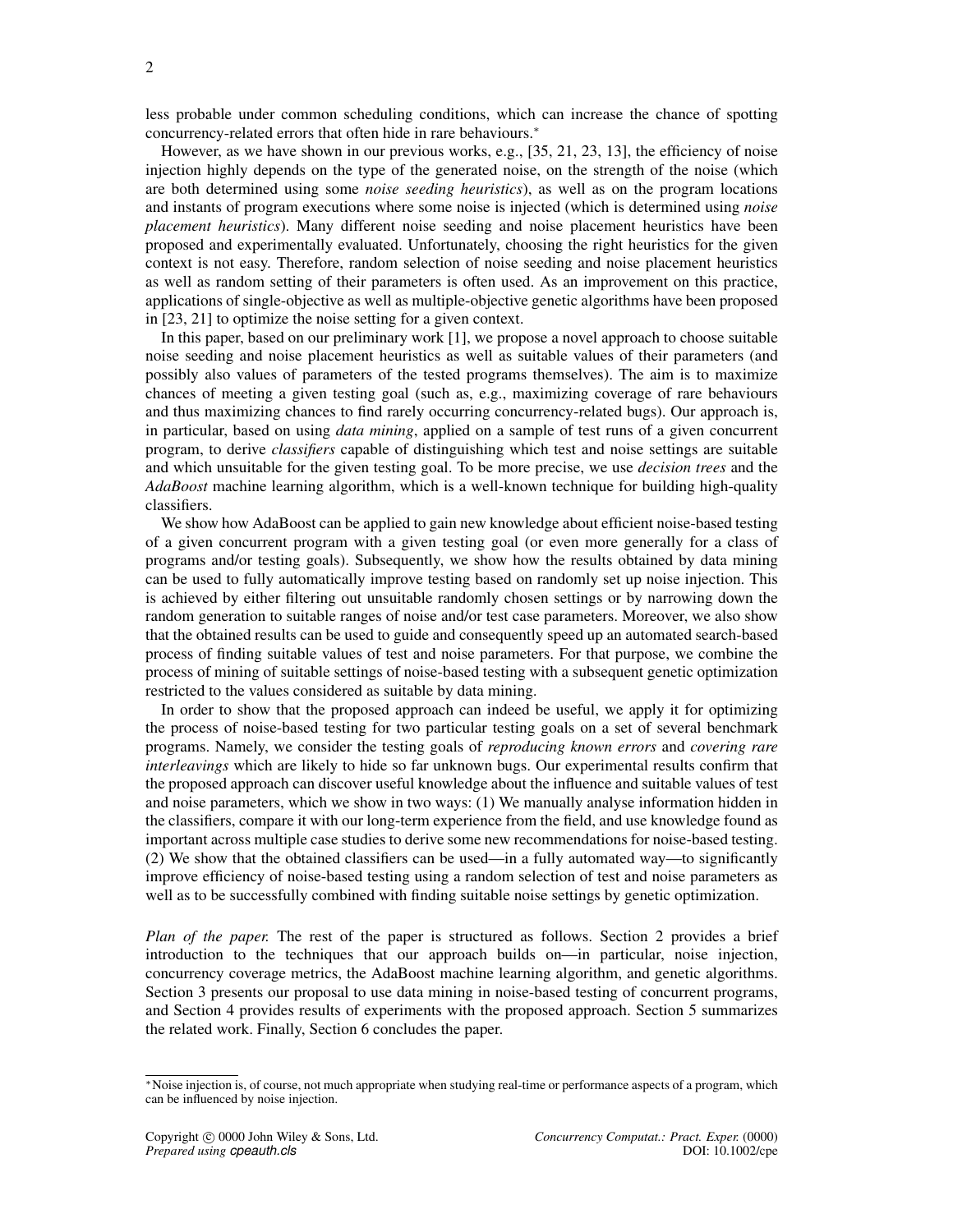less probable under common scheduling conditions, which can increase the chance of spotting concurrency-related errors that often hide in rare behaviours.*

However, as we have shown in our previous works, e.g., [35, 21, 23, 13], the efficiency of noise injection highly depends on the type of the generated noise, on the strength of the noise (which are both determined using some *noise seeding heuristics*), as well as on the program locations and instants of program executions where some noise is injected (which is determined using *noise placement heuristics*). Many different noise seeding and noise placement heuristics have been proposed and experimentally evaluated. Unfortunately, choosing the right heuristics for the given context is not easy. Therefore, random selection of noise seeding and noise placement heuristics as well as random setting of their parameters is often used. As an improvement on this practice, applications of single-objective as well as multiple-objective genetic algorithms have been proposed in [23, 21] to optimize the noise setting for a given context.

In this paper, based on our preliminary work [1], we propose a novel approach to choose suitable noise seeding and noise placement heuristics as well as suitable values of their parameters (and possibly also values of parameters of the tested programs themselves). The aim is to maximize chances of meeting a given testing goal (such as, e.g., maximizing coverage of rare behaviours and thus maximizing chances to find rarely occurring concurrency-related bugs). Our approach is, in particular, based on using *data mining*, applied on a sample of test runs of a given concurrent program, to derive *classifiers* capable of distinguishing which test and noise settings are suitable and which unsuitable for the given testing goal. To be more precise, we use *decision trees* and the *AdaBoost* machine learning algorithm, which is a well-known technique for building high-quality classifiers.

We show how AdaBoost can be applied to gain new knowledge about efficient noise-based testing of a given concurrent program with a given testing goal (or even more generally for a class of programs and/or testing goals). Subsequently, we show how the results obtained by data mining can be used to fully automatically improve testing based on randomly set up noise injection. This is achieved by either filtering out unsuitable randomly chosen settings or by narrowing down the random generation to suitable ranges of noise and/or test case parameters. Moreover, we also show that the obtained results can be used to guide and consequently speed up an automated search-based process of finding suitable values of test and noise parameters. For that purpose, we combine the process of mining of suitable settings of noise-based testing with a subsequent genetic optimization restricted to the values considered as suitable by data mining.

In order to show that the proposed approach can indeed be useful, we apply it for optimizing the process of noise-based testing for two particular testing goals on a set of several benchmark programs. Namely, we consider the testing goals of *reproducing known errors* and *covering rare interleavings* which are likely to hide so far unknown bugs. Our experimental results confirm that the proposed approach can discover useful knowledge about the influence and suitable values of test and noise parameters, which we show in two ways: (1) We manually analyse information hidden in the classifiers, compare it with our long-term experience from the field, and use knowledge found as important across multiple case studies to derive some new recommendations for noise-based testing. (2) We show that the obtained classifiers can be used—in a fully automated way—to significantly improve efficiency of noise-based testing using a random selection of test and noise parameters as well as to be successfully combined with finding suitable noise settings by genetic optimization.

*Plan of the paper.* The rest of the paper is structured as follows. Section 2 provides a brief introduction to the techniques that our approach builds on—in particular, noise injection, concurrency coverage metrics, the AdaBoost machine learning algorithm, and genetic algorithms. Section 3 presents our proposal to use data mining in noise-based testing of concurrent programs, and Section 4 provides results of experiments with the proposed approach. Section 5 summarizes the related work. Finally, Section 6 concludes the paper.

*Noise injection is, of course, not much appropriate when studying real-time or performance aspects of a program, which can be influenced by noise injection.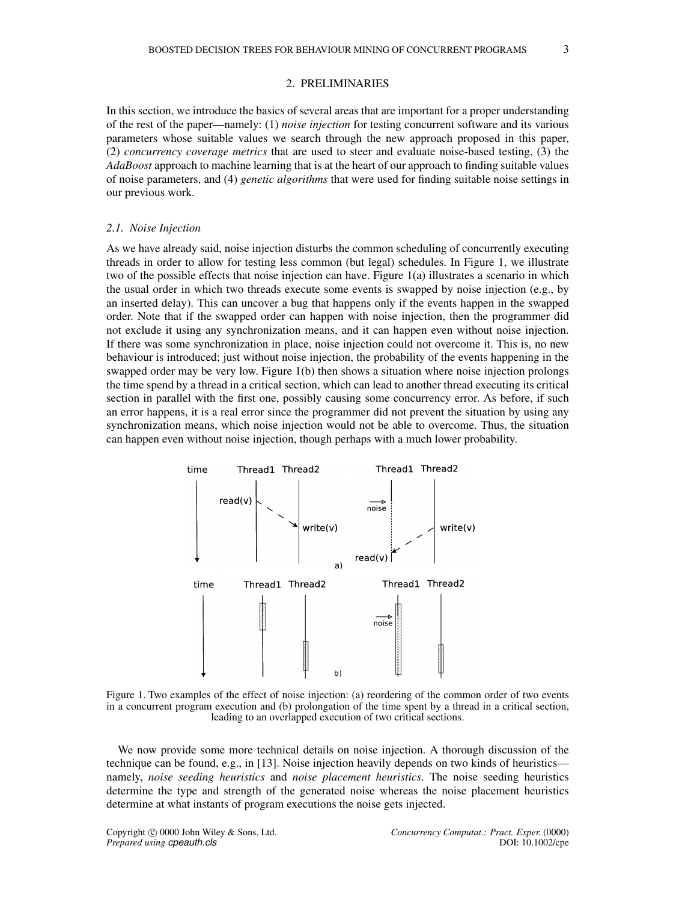## 2. PRELIMINARIES

In this section, we introduce the basics of several areas that are important for a proper understanding of the rest of the paper—namely: (1) *noise injection* for testing concurrent software and its various parameters whose suitable values we search through the new approach proposed in this paper, (2) *concurrency coverage metrics* that are used to steer and evaluate noise-based testing, (3) the *AdaBoost* approach to machine learning that is at the heart of our approach to finding suitable values of noise parameters, and (4) *genetic algorithms* that were used for finding suitable noise settings in our previous work.

### 2.1. Noise Injection

As we have already said, noise injection disturbs the common scheduling of concurrently executing threads in order to allow for testing less common (but legal) schedules. In Figure 1, we illustrate two of the possible effects that noise injection can have. Figure 1(a) illustrates a scenario in which the usual order in which two threads execute some events is swapped by noise injection (e.g., by an inserted delay). This can uncover a bug that happens only if the events happen in the swapped order. Note that if the swapped order can happen with noise injection, then the programmer did not exclude it using any synchronization means, and it can happen even without noise injection. If there was some synchronization in place, noise injection could not overcome it. This is, no new behaviour is introduced; just without noise injection, the probability of the events happening in the swapped order may be very low. Figure 1(b) then shows a situation where noise injection prolongs the time spend by a thread in a critical section, which can lead to another thread executing its critical section in parallel with the first one, possibly causing some concurrency error. As before, if such an error happens, it is a real error since the programmer did not prevent the situation by using any synchronization means, which noise injection would not be able to overcome. Thus, the situation can happen even without noise injection, though perhaps with a much lower probability.

Figure 1. Two examples of the effect of noise injection: (a) reordering of the common order of two events in a concurrent program execution and (b) prolongation of the time spent by a thread in a critical section, leading to an overlapped execution of two critical sections.

We now provide some more technical details on noise injection. A thorough discussion of the technique can be found, e.g., in [13]. Noise injection heavily depends on two kinds of heuristics—namely, *noise seeding heuristics* and *noise placement heuristics*. The noise seeding heuristics determine the type and strength of the generated noise whereas the noise placement heuristics determine at what instants of program executions the noise gets injected.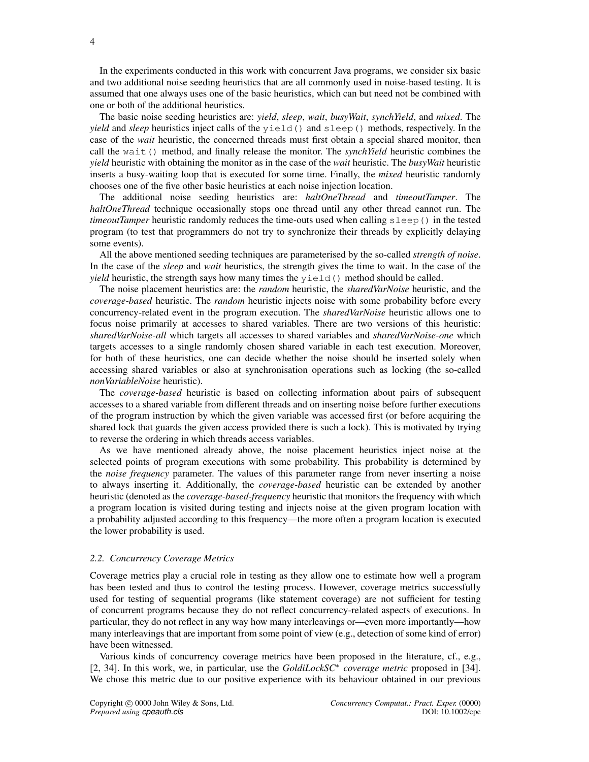In the experiments conducted in this work with concurrent Java programs, we consider six basic and two additional noise seeding heuristics that are all commonly used in noise-based testing. It is assumed that one always uses one of the basic heuristics, which can but need not be combined with one or both of the additional heuristics.

The basic noise seeding heuristics are: *yield*, *sleep*, *wait*, *busyWait*, *synchYield*, and *mixed*. The *yield* and *sleep* heuristics inject calls of the `yield()` and `sleep()` methods, respectively. In the case of the *wait* heuristic, the concerned threads must first obtain a special shared monitor, then call the `wait()` method, and finally release the monitor. The *synchYield* heuristic combines the *yield* heuristic with obtaining the monitor as in the case of the *wait* heuristic. The *busyWait* heuristic inserts a busy-waiting loop that is executed for some time. Finally, the *mixed* heuristic randomly chooses one of the five other basic heuristics at each noise injection location.

The additional noise seeding heuristics are: *haltOneThread* and *timeoutTamper*. The *haltOneThread* technique occasionally stops one thread until any other thread cannot run. The *timeoutTamper* heuristic randomly reduces the time-outs used when calling `sleep()` in the tested program (to test that programmers do not try to synchronize their threads by explicitly delaying some events).

All the above mentioned seeding techniques are parameterised by the so-called *strength of noise*. In the case of the *sleep* and *wait* heuristics, the strength gives the time to wait. In the case of the *yield* heuristic, the strength says how many times the `yield()` method should be called.

The noise placement heuristics are: the *random* heuristic, the *sharedVarNoise* heuristic, and the *coverage-based* heuristic. The *random* heuristic injects noise with some probability before every concurrency-related event in the program execution. The *sharedVarNoise* heuristic allows one to focus noise primarily at accesses to shared variables. There are two versions of this heuristic: *sharedVarNoise-all* which targets all accesses to shared variables and *sharedVarNoise-one* which targets accesses to a single randomly chosen shared variable in each test execution. Moreover, for both of these heuristics, one can decide whether the noise should be inserted solely when accessing shared variables or also at synchronisation operations such as locking (the so-called *nonVariableNoise* heuristic).

The *coverage-based* heuristic is based on collecting information about pairs of subsequent accesses to a shared variable from different threads and on inserting noise before further executions of the program instruction by which the given variable was accessed first (or before acquiring the shared lock that guards the given access provided there is such a lock). This is motivated by trying to reverse the ordering in which threads access variables.

As we have mentioned already above, the noise placement heuristics inject noise at the selected points of program executions with some probability. This probability is determined by the *noise frequency* parameter. The values of this parameter range from never inserting a noise to always inserting it. Additionally, the *coverage-based* heuristic can be extended by another heuristic (denoted as the *coverage-based-frequency* heuristic that monitors the frequency with which a program location is visited during testing and injects noise at the given program location with a probability adjusted according to this frequency—the more often a program location is executed the lower probability is used.

### 2.2. Concurrency Coverage Metrics

Coverage metrics play a crucial role in testing as they allow one to estimate how well a program has been tested and thus to control the testing process. However, coverage metrics successfully used for testing of sequential programs (like statement coverage) are not sufficient for testing of concurrent programs because they do not reflect concurrency-related aspects of executions. In particular, they do not reflect in any way how many interleavings or—even more importantly—how many interleavings that are important from some point of view (e.g., detection of some kind of error) have been witnessed.

Various kinds of concurrency coverage metrics have been proposed in the literature, cf., e.g., [2, 34]. In this work, we, in particular, use the *GoldiLockSC*$^{*}$ *coverage metric* proposed in [34]. We chose this metric due to our positive experience with its behaviour obtained in our previous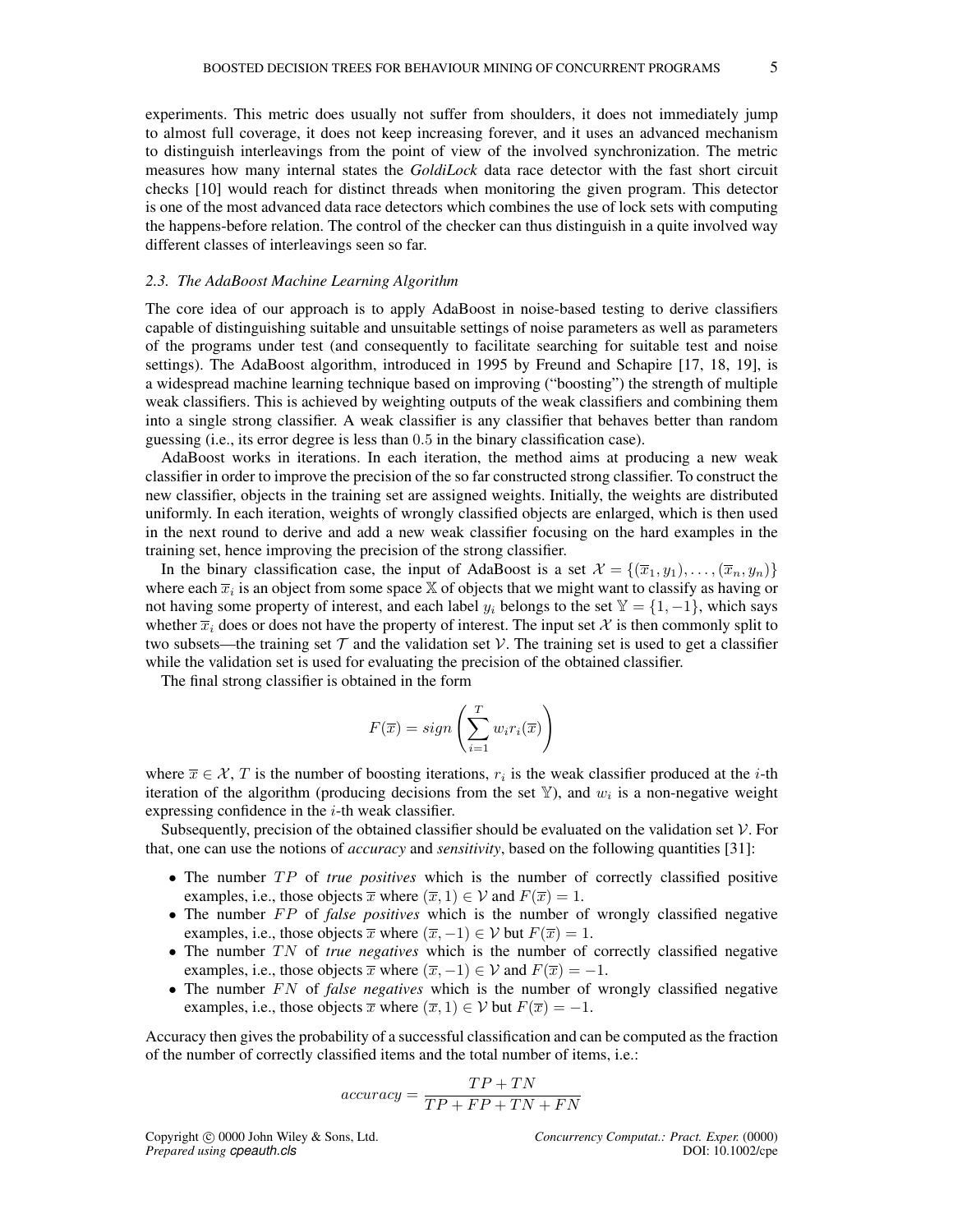experiments. This metric does usually not suffer from shoulders, it does not immediately jump to almost full coverage, it does not keep increasing forever, and it uses an advanced mechanism to distinguish interleavings from the point of view of the involved synchronization. The metric measures how many internal states the *GoldiLock* data race detector with the fast short circuit checks [10] would reach for distinct threads when monitoring the given program. This detector is one of the most advanced data race detectors which combines the use of lock sets with computing the happens-before relation. The control of the checker can thus distinguish in a quite involved way different classes of interleavings seen so far.

### *2.3. The AdaBoost Machine Learning Algorithm*

The core idea of our approach is to apply AdaBoost in noise-based testing to derive classifiers capable of distinguishing suitable and unsuitable settings of noise parameters as well as parameters of the programs under test (and consequently to facilitate searching for suitable test and noise settings). The AdaBoost algorithm, introduced in 1995 by Freund and Schapire [17, 18, 19], is a widespread machine learning technique based on improving ("boosting") the strength of multiple weak classifiers. This is achieved by weighting outputs of the weak classifiers and combining them into a single strong classifier. A weak classifier is any classifier that behaves better than random guessing (i.e., its error degree is less than $0.5$ in the binary classification case).

AdaBoost works in iterations. In each iteration, the method aims at producing a new weak classifier in order to improve the precision of the so far constructed strong classifier. To construct the new classifier, objects in the training set are assigned weights. Initially, the weights are distributed uniformly. In each iteration, weights of wrongly classified objects are enlarged, which is then used in the next round to derive and add a new weak classifier focusing on the hard examples in the training set, hence improving the precision of the strong classifier.

In the binary classification case, the input of AdaBoost is a set $\mathcal{X} = \{(\overline{x}_1, y_1), \ldots, (\overline{x}_n, y_n)\}$ where each $\overline{x}_i$ is an object from some space $\mathbb{X}$ of objects that we might want to classify as having or not having some property of interest, and each label $y_i$ belongs to the set $\mathbb{Y} = \{1, -1\}$, which says whether $\overline{x}_i$ does or does not have the property of interest. The input set $\mathcal{X}$ is then commonly split to two subsets—the training set $\mathcal{T}$ and the validation set $\mathcal{V}$. The training set is used to get a classifier while the validation set is used for evaluating the precision of the obtained classifier.

The final strong classifier is obtained in the form

$$F(\overline{x}) = sign\left(\sum_{i=1}^{T} w_i r_i(\overline{x})\right)$$

where $\overline{x} \in \mathcal{X}$, $T$ is the number of boosting iterations, $r_i$ is the weak classifier produced at the $i$-th iteration of the algorithm (producing decisions from the set $\mathbb{Y}$), and $w_i$ is a non-negative weight expressing confidence in the $i$-th weak classifier.

Subsequently, precision of the obtained classifier should be evaluated on the validation set $\mathcal{V}$. For that, one can use the notions of *accuracy* and *sensitivity*, based on the following quantities [31]:

- The number $TP$ of *true positives* which is the number of correctly classified positive examples, i.e., those objects $\overline{x}$ where $(\overline{x}, 1) \in \mathcal{V}$ and $F(\overline{x}) = 1$.
- The number $FP$ of *false positives* which is the number of wrongly classified negative examples, i.e., those objects $\overline{x}$ where $(\overline{x}, -1) \in \mathcal{V}$ but $F(\overline{x}) = 1$.
- The number $TN$ of *true negatives* which is the number of correctly classified negative examples, i.e., those objects $\overline{x}$ where $(\overline{x}, -1) \in \mathcal{V}$ and $F(\overline{x}) = -1$.
- The number $FN$ of *false negatives* which is the number of wrongly classified negative examples, i.e., those objects $\overline{x}$ where $(\overline{x}, 1) \in \mathcal{V}$ but $F(\overline{x}) = -1$.

Accuracy then gives the probability of a successful classification and can be computed as the fraction of the number of correctly classified items and the total number of items, i.e.:

$$accuracy = \frac{TP + TN}{TP + FP + TN + FN}$$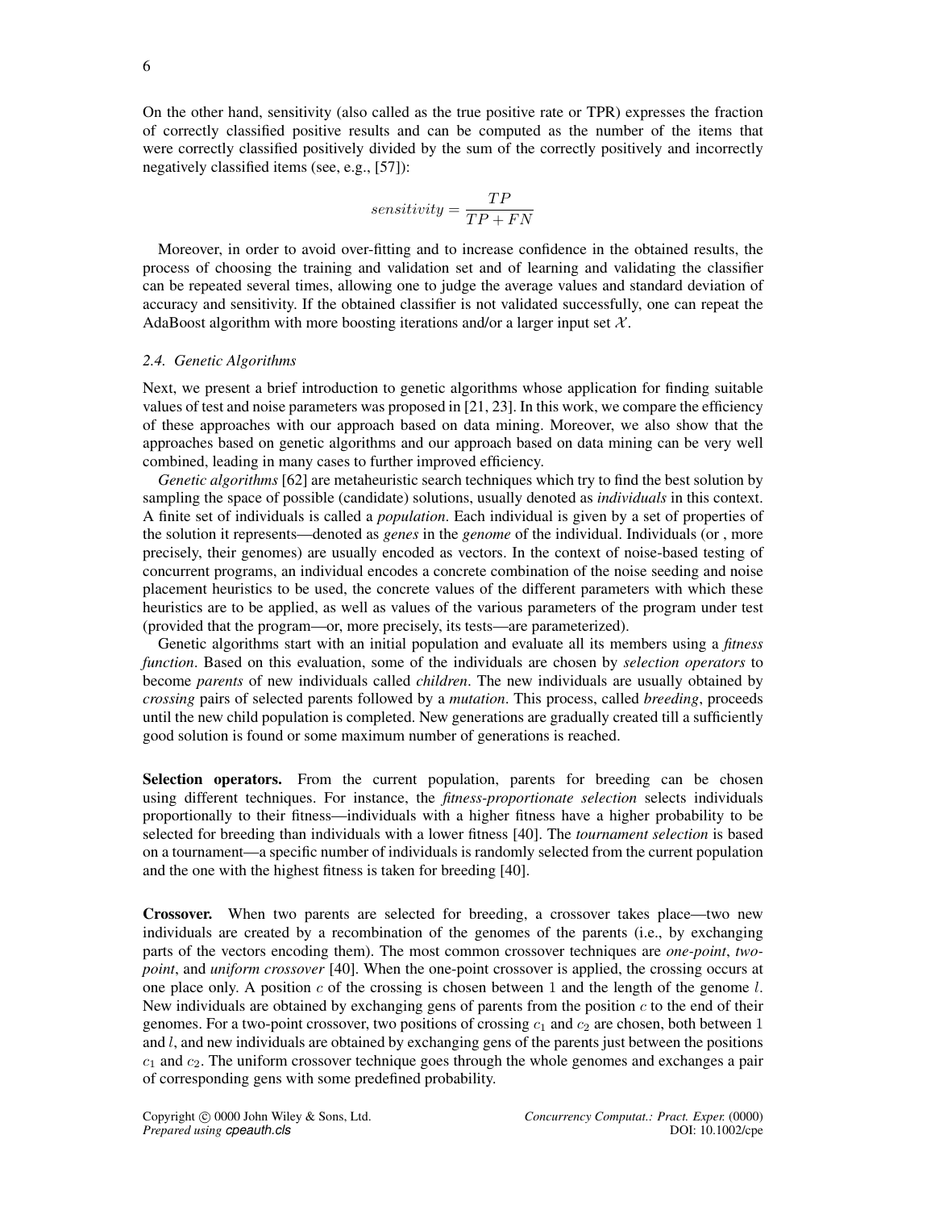On the other hand, sensitivity (also called as the true positive rate or TPR) expresses the fraction of correctly classified positive results and can be computed as the number of the items that were correctly classified positively divided by the sum of the correctly positively and incorrectly negatively classified items (see, e.g., [57]):

$$sensitivity = \frac{TP}{TP + FN}$$

Moreover, in order to avoid over-fitting and to increase confidence in the obtained results, the process of choosing the training and validation set and of learning and validating the classifier can be repeated several times, allowing one to judge the average values and standard deviation of accuracy and sensitivity. If the obtained classifier is not validated successfully, one can repeat the AdaBoost algorithm with more boosting iterations and/or a larger input set $\mathcal{X}$.

### 2.4. Genetic Algorithms

Next, we present a brief introduction to genetic algorithms whose application for finding suitable values of test and noise parameters was proposed in [21, 23]. In this work, we compare the efficiency of these approaches with our approach based on data mining. Moreover, we also show that the approaches based on genetic algorithms and our approach based on data mining can be very well combined, leading in many cases to further improved efficiency.

*Genetic algorithms* [62] are metaheuristic search techniques which try to find the best solution by sampling the space of possible (candidate) solutions, usually denoted as *individuals* in this context. A finite set of individuals is called a *population*. Each individual is given by a set of properties of the solution it represents—denoted as *genes* in the *genome* of the individual. Individuals (or , more precisely, their genomes) are usually encoded as vectors. In the context of noise-based testing of concurrent programs, an individual encodes a concrete combination of the noise seeding and noise placement heuristics to be used, the concrete values of the different parameters with which these heuristics are to be applied, as well as values of the various parameters of the program under test (provided that the program—or, more precisely, its tests—are parameterized).

Genetic algorithms start with an initial population and evaluate all its members using a *fitness function*. Based on this evaluation, some of the individuals are chosen by *selection operators* to become *parents* of new individuals called *children*. The new individuals are usually obtained by *crossing* pairs of selected parents followed by a *mutation*. This process, called *breeding*, proceeds until the new child population is completed. New generations are gradually created till a sufficiently good solution is found or some maximum number of generations is reached.

**Selection operators.** From the current population, parents for breeding can be chosen using different techniques. For instance, the *fitness-proportionate selection* selects individuals proportionally to their fitness—individuals with a higher fitness have a higher probability to be selected for breeding than individuals with a lower fitness [40]. The *tournament selection* is based on a tournament—a specific number of individuals is randomly selected from the current population and the one with the highest fitness is taken for breeding [40].

**Crossover.** When two parents are selected for breeding, a crossover takes place—two new individuals are created by a recombination of the genomes of the parents (i.e., by exchanging parts of the vectors encoding them). The most common crossover techniques are *one-point*, *two-point*, and *uniform crossover* [40]. When the one-point crossover is applied, the crossing occurs at one place only. A position $c$ of the crossing is chosen between 1 and the length of the genome $l$. New individuals are obtained by exchanging gens of parents from the position $c$ to the end of their genomes. For a two-point crossover, two positions of crossing $c_1$ and $c_2$ are chosen, both between 1 and $l$, and new individuals are obtained by exchanging gens of the parents just between the positions $c_1$ and $c_2$. The uniform crossover technique goes through the whole genomes and exchanges a pair of corresponding gens with some predefined probability.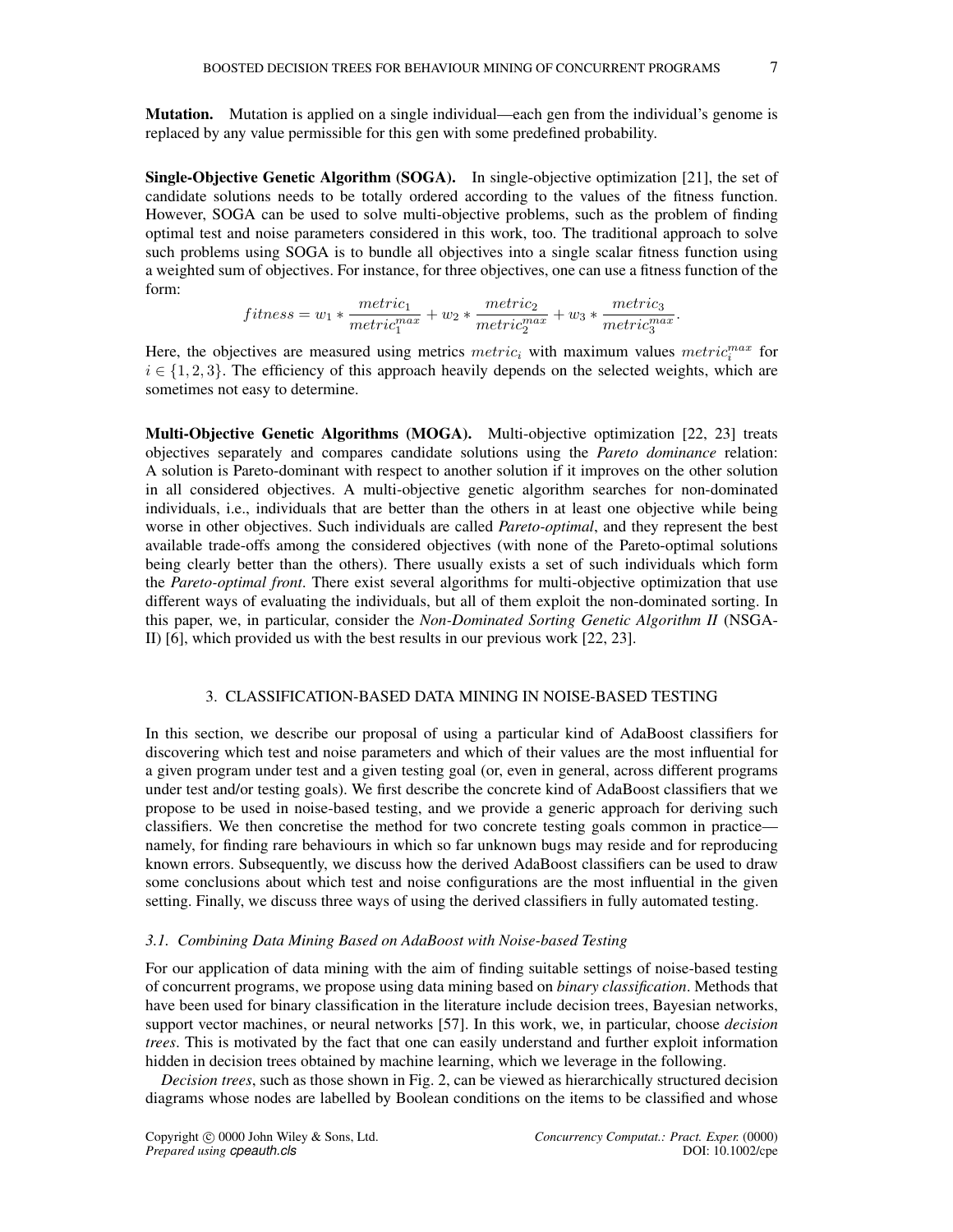**Mutation.** Mutation is applied on a single individual—each gen from the individual's genome is replaced by any value permissible for this gen with some predefined probability.

**Single-Objective Genetic Algorithm (SOGA).** In single-objective optimization [21], the set of candidate solutions needs to be totally ordered according to the values of the fitness function. However, SOGA can be used to solve multi-objective problems, such as the problem of finding optimal test and noise parameters considered in this work, too. The traditional approach to solve such problems using SOGA is to bundle all objectives into a single scalar fitness function using a weighted sum of objectives. For instance, for three objectives, one can use a fitness function of the form:

$$fitness = w_1 * \frac{metric_1}{metric_1^{max}} + w_2 * \frac{metric_2}{metric_2^{max}} + w_3 * \frac{metric_3}{metric_3^{max}}.$$

Here, the objectives are measured using metrics $metric_i$ with maximum values $metric_i^{max}$ for $i \in \{1, 2, 3\}$. The efficiency of this approach heavily depends on the selected weights, which are sometimes not easy to determine.

**Multi-Objective Genetic Algorithms (MOGA).** Multi-objective optimization [22, 23] treats objectives separately and compares candidate solutions using the *Pareto dominance* relation: A solution is Pareto-dominant with respect to another solution if it improves on the other solution in all considered objectives. A multi-objective genetic algorithm searches for non-dominated individuals, i.e., individuals that are better than the others in at least one objective while being worse in other objectives. Such individuals are called *Pareto-optimal*, and they represent the best available trade-offs among the considered objectives (with none of the Pareto-optimal solutions being clearly better than the others). There usually exists a set of such individuals which form the *Pareto-optimal front*. There exist several algorithms for multi-objective optimization that use different ways of evaluating the individuals, but all of them exploit the non-dominated sorting. In this paper, we, in particular, consider the *Non-Dominated Sorting Genetic Algorithm II* (NSGA-II) [6], which provided us with the best results in our previous work [22, 23].

## 3. CLASSIFICATION-BASED DATA MINING IN NOISE-BASED TESTING

In this section, we describe our proposal of using a particular kind of AdaBoost classifiers for discovering which test and noise parameters and which of their values are the most influential for a given program under test and a given testing goal (or, even in general, across different programs under test and/or testing goals). We first describe the concrete kind of AdaBoost classifiers that we propose to be used in noise-based testing, and we provide a generic approach for deriving such classifiers. We then concretise the method for two concrete testing goals common in practice—namely, for finding rare behaviours in which so far unknown bugs may reside and for reproducing known errors. Subsequently, we discuss how the derived AdaBoost classifiers can be used to draw some conclusions about which test and noise configurations are the most influential in the given setting. Finally, we discuss three ways of using the derived classifiers in fully automated testing.

### 3.1. Combining Data Mining Based on AdaBoost with Noise-based Testing

For our application of data mining with the aim of finding suitable settings of noise-based testing of concurrent programs, we propose using data mining based on *binary classification*. Methods that have been used for binary classification in the literature include decision trees, Bayesian networks, support vector machines, or neural networks [57]. In this work, we, in particular, choose *decision trees*. This is motivated by the fact that one can easily understand and further exploit information hidden in decision trees obtained by machine learning, which we leverage in the following.

*Decision trees*, such as those shown in Fig. 2, can be viewed as hierarchically structured decision diagrams whose nodes are labelled by Boolean conditions on the items to be classified and whose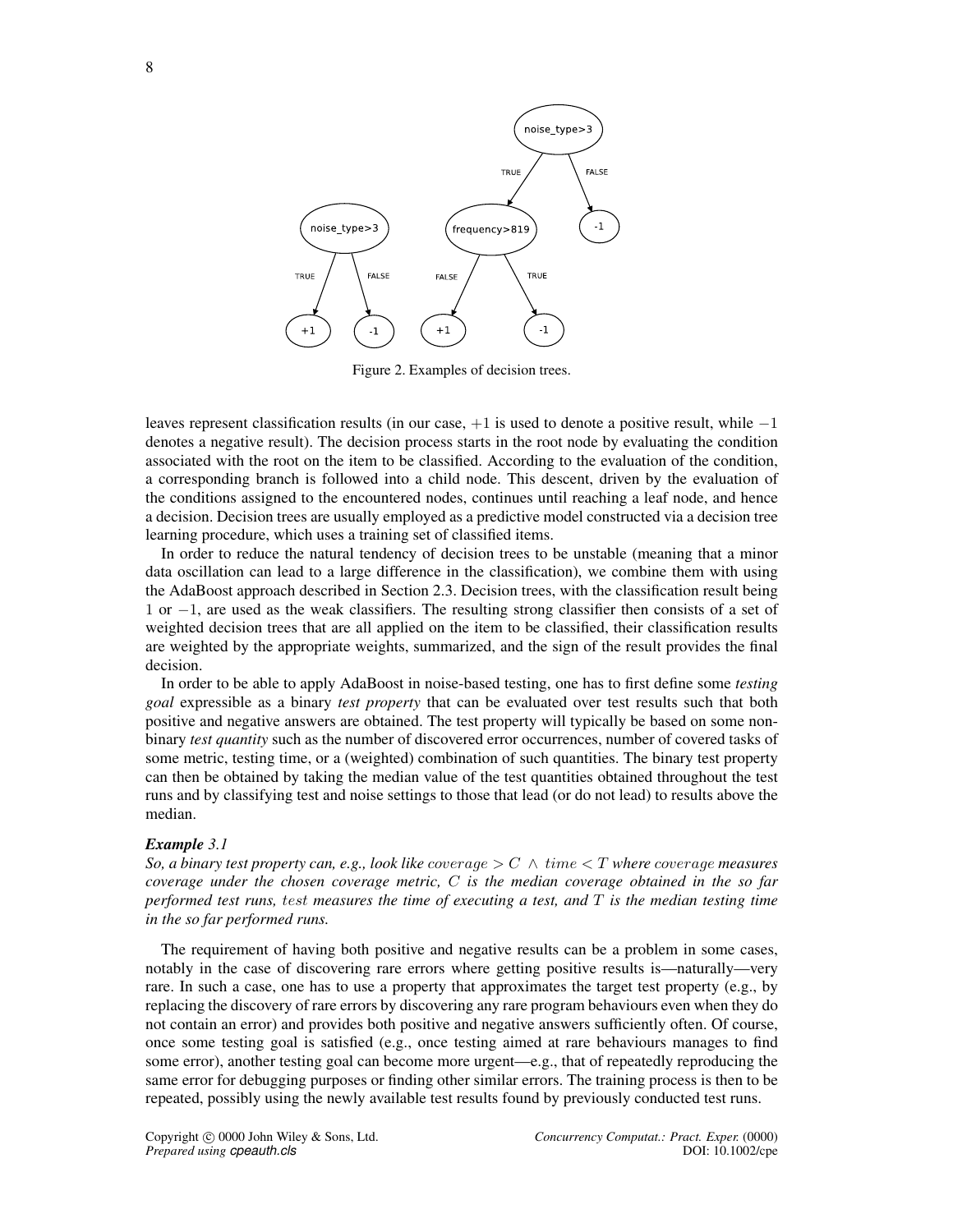Figure 2. Examples of decision trees.

leaves represent classification results (in our case, $+1$ is used to denote a positive result, while $-1$ denotes a negative result). The decision process starts in the root node by evaluating the condition associated with the root on the item to be classified. According to the evaluation of the condition, a corresponding branch is followed into a child node. This descent, driven by the evaluation of the conditions assigned to the encountered nodes, continues until reaching a leaf node, and hence a decision. Decision trees are usually employed as a predictive model constructed via a decision tree learning procedure, which uses a training set of classified items.

In order to reduce the natural tendency of decision trees to be unstable (meaning that a minor data oscillation can lead to a large difference in the classification), we combine them with using the AdaBoost approach described in Section 2.3. Decision trees, with the classification result being $1$ or $-1$, are used as the weak classifiers. The resulting strong classifier then consists of a set of weighted decision trees that are all applied on the item to be classified, their classification results are weighted by the appropriate weights, summarized, and the sign of the result provides the final decision.

In order to be able to apply AdaBoost in noise-based testing, one has to first define some *testing goal* expressible as a binary *test property* that can be evaluated over test results such that both positive and negative answers are obtained. The test property will typically be based on some non-binary *test quantity* such as the number of discovered error occurrences, number of covered tasks of some metric, testing time, or a (weighted) combination of such quantities. The binary test property can then be obtained by taking the median value of the test quantities obtained throughout the test runs and by classifying test and noise settings to those that lead (or do not lead) to results above the median.

***Example** 3.1*

*So, a binary test property can, e.g., look like $\mathit{coverage} > C \land \mathit{time} < T$ where $\mathit{coverage}$ measures coverage under the chosen coverage metric, $C$ is the median coverage obtained in the so far performed test runs, $\mathit{test}$ measures the time of executing a test, and $T$ is the median testing time in the so far performed runs.*

The requirement of having both positive and negative results can be a problem in some cases, notably in the case of discovering rare errors where getting positive results is—naturally—very rare. In such a case, one has to use a property that approximates the target test property (e.g., by replacing the discovery of rare errors by discovering any rare program behaviours even when they do not contain an error) and provides both positive and negative answers sufficiently often. Of course, once some testing goal is satisfied (e.g., once testing aimed at rare behaviours manages to find some error), another testing goal can become more urgent—e.g., that of repeatedly reproducing the same error for debugging purposes or finding other similar errors. The training process is then to be repeated, possibly using the newly available test results found by previously conducted test runs.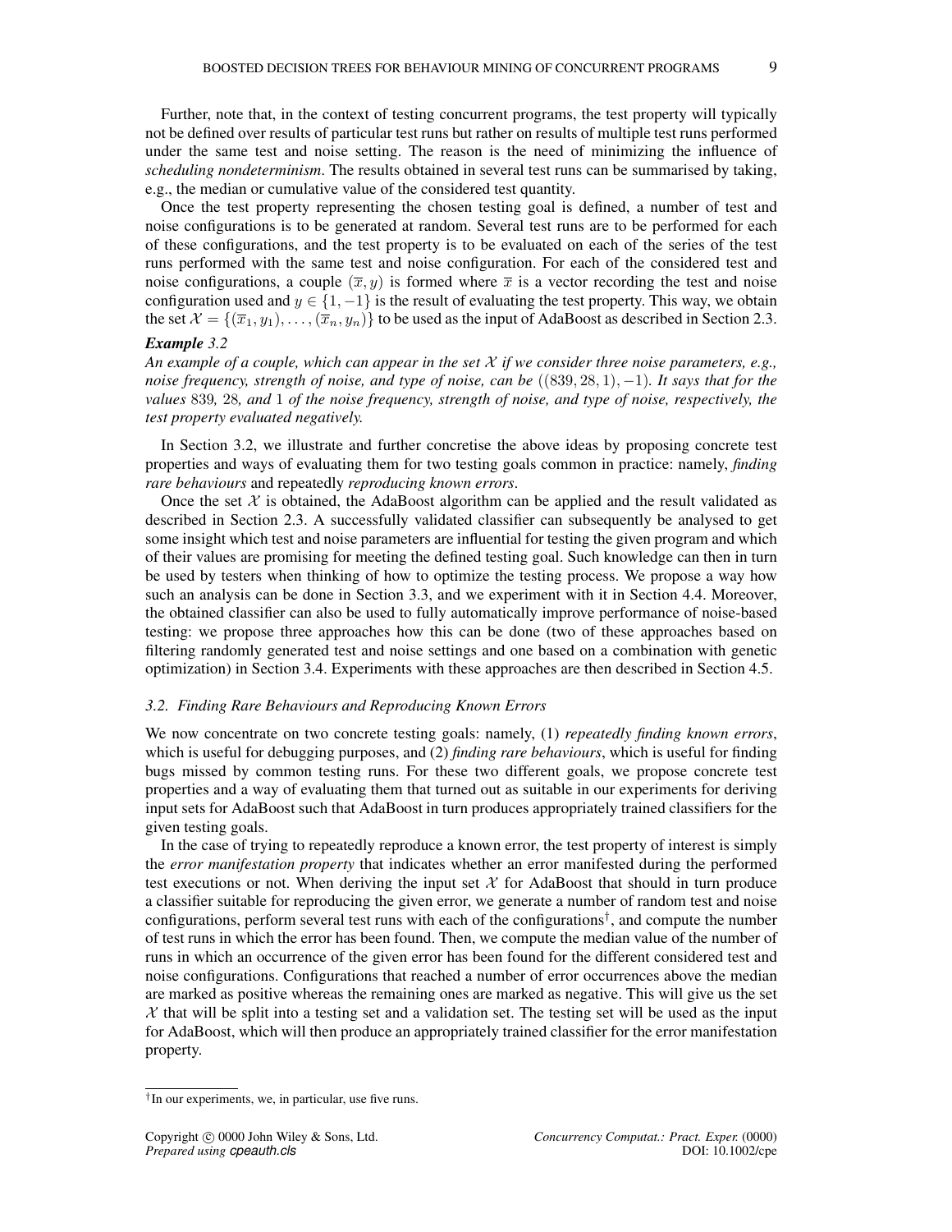Further, note that, in the context of testing concurrent programs, the test property will typically not be defined over results of particular test runs but rather on results of multiple test runs performed under the same test and noise setting. The reason is the need of minimizing the influence of *scheduling nondeterminism*. The results obtained in several test runs can be summarised by taking, e.g., the median or cumulative value of the considered test quantity.

Once the test property representing the chosen testing goal is defined, a number of test and noise configurations is to be generated at random. Several test runs are to be performed for each of these configurations, and the test property is to be evaluated on each of the series of the test runs performed with the same test and noise configuration. For each of the considered test and noise configurations, a couple $(\overline{x}, y)$ is formed where $\overline{x}$ is a vector recording the test and noise configuration used and $y \in \{1, -1\}$ is the result of evaluating the test property. This way, we obtain the set $\mathcal{X} = \{(\overline{x}_1, y_1), \ldots, (\overline{x}_n, y_n)\}$ to be used as the input of AdaBoost as described in Section 2.3.

***Example** 3.2*

*An example of a couple, which can appear in the set $\mathcal{X}$ if we consider three noise parameters, e.g., noise frequency, strength of noise, and type of noise, can be $((839, 28, 1), -1)$. It says that for the values 839, 28, and 1 of the noise frequency, strength of noise, and type of noise, respectively, the test property evaluated negatively.*

In Section 3.2, we illustrate and further concretise the above ideas by proposing concrete test properties and ways of evaluating them for two testing goals common in practice: namely, *finding rare behaviours* and repeatedly *reproducing known errors*.

Once the set $\mathcal{X}$ is obtained, the AdaBoost algorithm can be applied and the result validated as described in Section 2.3. A successfully validated classifier can subsequently be analysed to get some insight which test and noise parameters are influential for testing the given program and which of their values are promising for meeting the defined testing goal. Such knowledge can then in turn be used by testers when thinking of how to optimize the testing process. We propose a way how such an analysis can be done in Section 3.3, and we experiment with it in Section 4.4. Moreover, the obtained classifier can also be used to fully automatically improve performance of noise-based testing: we propose three approaches how this can be done (two of these approaches based on filtering randomly generated test and noise settings and one based on a combination with genetic optimization) in Section 3.4. Experiments with these approaches are then described in Section 4.5.

### 3.2. Finding Rare Behaviours and Reproducing Known Errors

We now concentrate on two concrete testing goals: namely, (1) *repeatedly finding known errors*, which is useful for debugging purposes, and (2) *finding rare behaviours*, which is useful for finding bugs missed by common testing runs. For these two different goals, we propose concrete test properties and a way of evaluating them that turned out as suitable in our experiments for deriving input sets for AdaBoost such that AdaBoost in turn produces appropriately trained classifiers for the given testing goals.

In the case of trying to repeatedly reproduce a known error, the test property of interest is simply the *error manifestation property* that indicates whether an error manifested during the performed test executions or not. When deriving the input set $\mathcal{X}$ for AdaBoost that should in turn produce a classifier suitable for reproducing the given error, we generate a number of random test and noise configurations, perform several test runs with each of the configurations[†], and compute the number of test runs in which the error has been found. Then, we compute the median value of the number of runs in which an occurrence of the given error has been found for the different considered test and noise configurations. Configurations that reached a number of error occurrences above the median are marked as positive whereas the remaining ones are marked as negative. This will give us the set $\mathcal{X}$ that will be split into a testing set and a validation set. The testing set will be used as the input for AdaBoost, which will then produce an appropriately trained classifier for the error manifestation property.

---

[†] In our experiments, we, in particular, use five runs.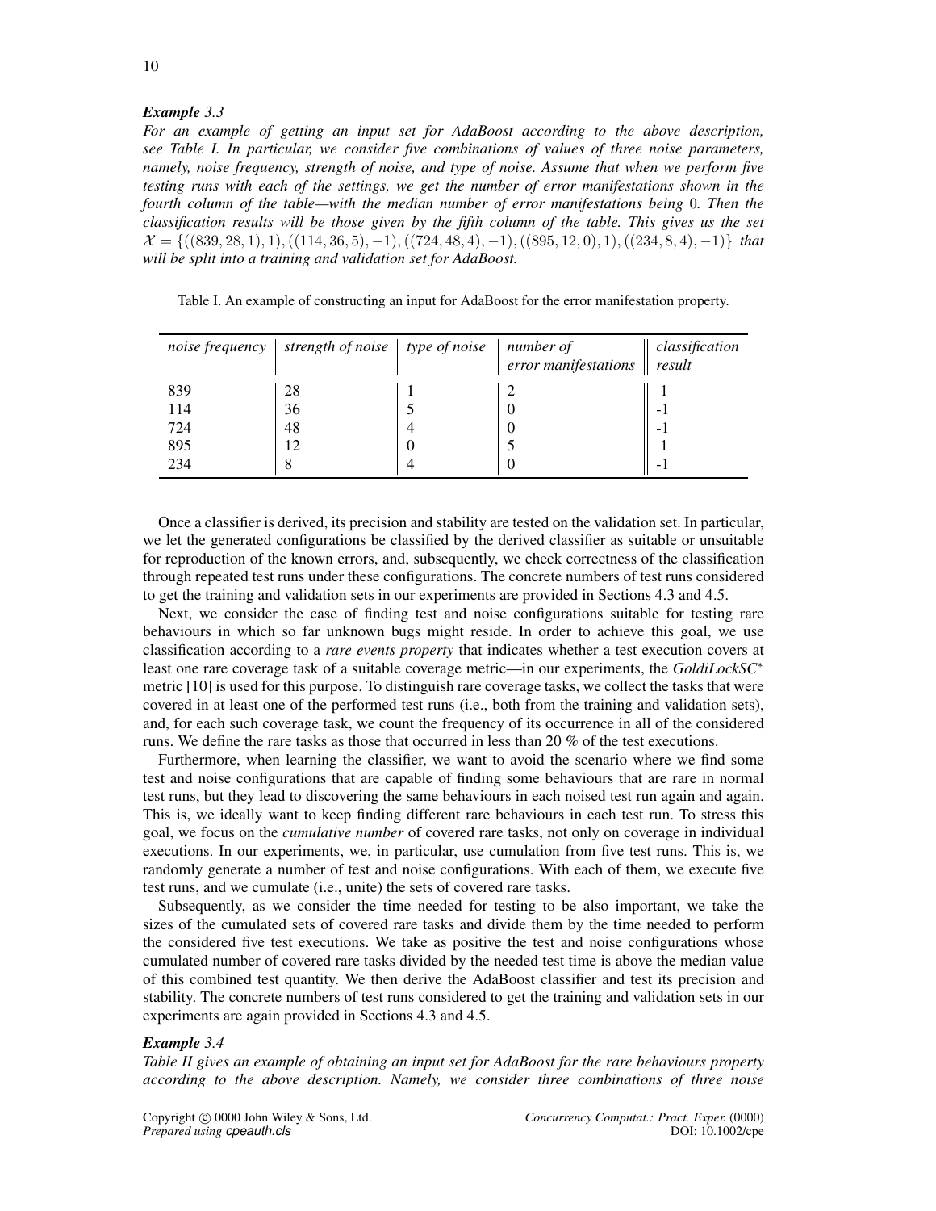***Example** 3.3*

*For an example of getting an input set for AdaBoost according to the above description, see Table I. In particular, we consider five combinations of values of three noise parameters, namely, noise frequency, strength of noise, and type of noise. Assume that when we perform five testing runs with each of the settings, we get the number of error manifestations shown in the fourth column of the table—with the median number of error manifestations being* $0$*. Then the classification results will be those given by the fifth column of the table. This gives us the set* $\mathcal{X} = \{((839, 28, 1), 1), ((114, 36, 5), -1), ((724, 48, 4), -1), ((895, 12, 0), 1), ((234, 8, 4), -1)\}$ *that will be split into a training and validation set for AdaBoost.*

Table I. An example of constructing an input for AdaBoost for the error manifestation property.

| *noise frequency* | *strength of noise* | *type of noise* | *number of error manifestations* | *classification result* |
|---|---|---|---|---|
| 839 | 28 | 1 | 2 | 1 |
| 114 | 36 | 5 | 0 | -1 |
| 724 | 48 | 4 | 0 | -1 |
| 895 | 12 | 0 | 5 | 1 |
| 234 | 8 | 4 | 0 | -1 |

Once a classifier is derived, its precision and stability are tested on the validation set. In particular, we let the generated configurations be classified by the derived classifier as suitable or unsuitable for reproduction of the known errors, and, subsequently, we check correctness of the classification through repeated test runs under these configurations. The concrete numbers of test runs considered to get the training and validation sets in our experiments are provided in Sections 4.3 and 4.5.

Next, we consider the case of finding test and noise configurations suitable for testing rare behaviours in which so far unknown bugs might reside. In order to achieve this goal, we use classification according to a *rare events property* that indicates whether a test execution covers at least one rare coverage task of a suitable coverage metric—in our experiments, the *GoldiLockSC*$^*$ metric [10] is used for this purpose. To distinguish rare coverage tasks, we collect the tasks that were covered in at least one of the performed test runs (i.e., both from the training and validation sets), and, for each such coverage task, we count the frequency of its occurrence in all of the considered runs. We define the rare tasks as those that occurred in less than 20 % of the test executions.

Furthermore, when learning the classifier, we want to avoid the scenario where we find some test and noise configurations that are capable of finding some behaviours that are rare in normal test runs, but they lead to discovering the same behaviours in each noised test run again and again. This is, we ideally want to keep finding different rare behaviours in each test run. To stress this goal, we focus on the *cumulative number* of covered rare tasks, not only on coverage in individual executions. In our experiments, we, in particular, use cumulation from five test runs. This is, we randomly generate a number of test and noise configurations. With each of them, we execute five test runs, and we cumulate (i.e., unite) the sets of covered rare tasks.

Subsequently, as we consider the time needed for testing to be also important, we take the sizes of the cumulated sets of covered rare tasks and divide them by the time needed to perform the considered five test executions. We take as positive the test and noise configurations whose cumulated number of covered rare tasks divided by the needed test time is above the median value of this combined test quantity. We then derive the AdaBoost classifier and test its precision and stability. The concrete numbers of test runs considered to get the training and validation sets in our experiments are again provided in Sections 4.3 and 4.5.

***Example** 3.4*

*Table II gives an example of obtaining an input set for AdaBoost for the rare behaviours property according to the above description. Namely, we consider three combinations of three noise*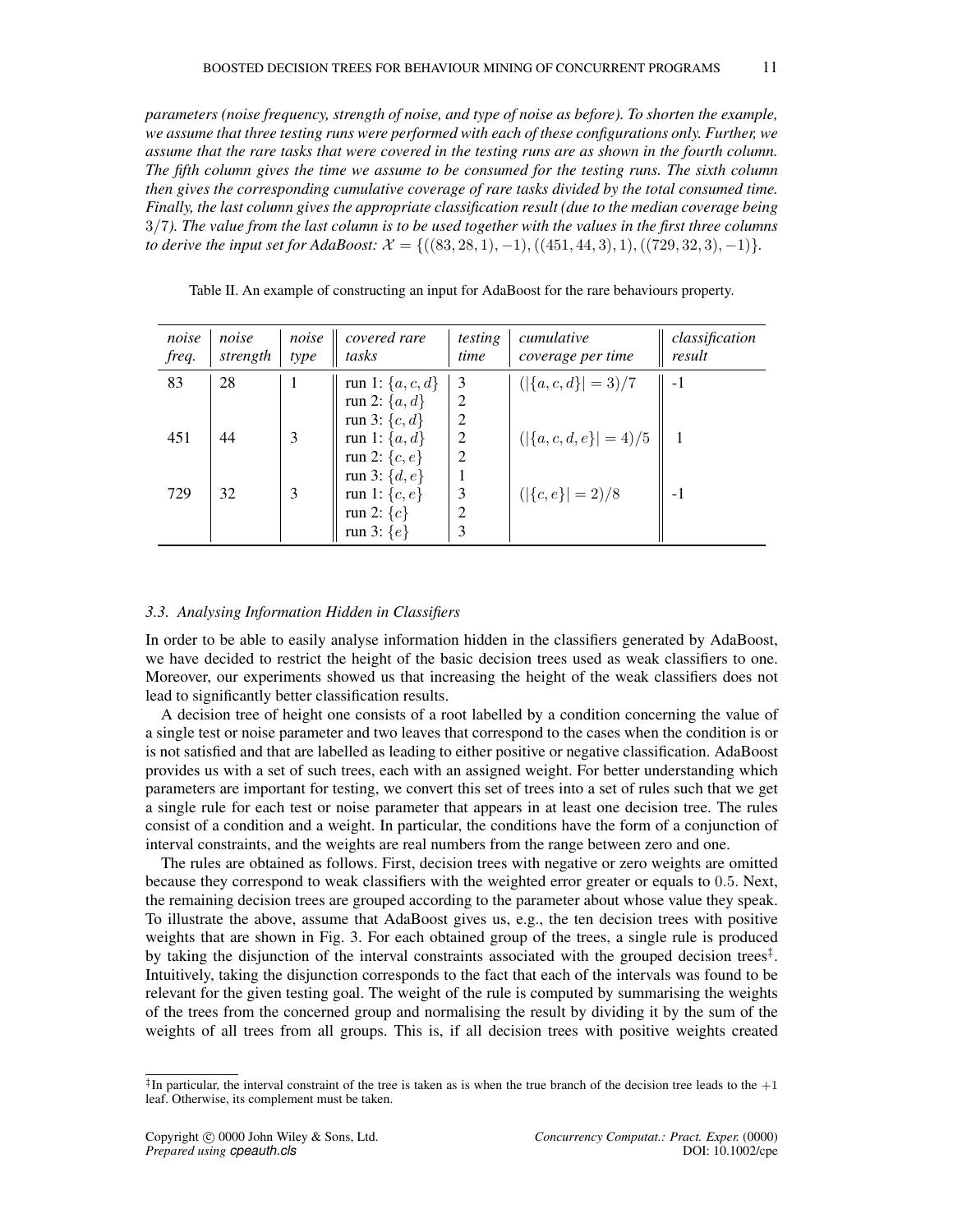*parameters (noise frequency, strength of noise, and type of noise as before). To shorten the example, we assume that three testing runs were performed with each of these configurations only. Further, we assume that the rare tasks that were covered in the testing runs are as shown in the fourth column. The fifth column gives the time we assume to be consumed for the testing runs. The sixth column then gives the corresponding cumulative coverage of rare tasks divided by the total consumed time. Finally, the last column gives the appropriate classification result (due to the median coverage being $3/7$). The value from the last column is to be used together with the values in the first three columns to derive the input set for AdaBoost: $\mathcal{X} = \{((83, 28, 1), -1), ((451, 44, 3), 1), ((729, 32, 3), -1)\}$.*

Table II. An example of constructing an input for AdaBoost for the rare behaviours property.

| *noise freq.* | *noise strength* | *noise type* | *covered rare tasks* | *testing time* | *cumulative coverage per time* | *classification result* |
|---|---|---|---|---|---|---|
| 83 | 28 | 1 | run 1: $\{a, c, d\}$ | 3 | $(\|\{a, c, d\}\| = 3)/7$ | -1 |
| | | | run 2: $\{a, d\}$ | 2 | | |
| | | | run 3: $\{c, d\}$ | 2 | | |
| 451 | 44 | 3 | run 1: $\{a, d\}$ | 2 | $(\|\{a, c, d, e\}\| = 4)/5$ | 1 |
| | | | run 2: $\{c, e\}$ | 2 | | |
| | | | run 3: $\{d, e\}$ | 1 | | |
| 729 | 32 | 3 | run 1: $\{c, e\}$ | 3 | $(\|\{c, e\}\| = 2)/8$ | -1 |
| | | | run 2: $\{c\}$ | 2 | | |
| | | | run 3: $\{e\}$ | 3 | | |

### 3.3. Analysing Information Hidden in Classifiers

In order to be able to easily analyse information hidden in the classifiers generated by AdaBoost, we have decided to restrict the height of the basic decision trees used as weak classifiers to one. Moreover, our experiments showed us that increasing the height of the weak classifiers does not lead to significantly better classification results.

A decision tree of height one consists of a root labelled by a condition concerning the value of a single test or noise parameter and two leaves that correspond to the cases when the condition is or is not satisfied and that are labelled as leading to either positive or negative classification. AdaBoost provides us with a set of such trees, each with an assigned weight. For better understanding which parameters are important for testing, we convert this set of trees into a set of rules such that we get a single rule for each test or noise parameter that appears in at least one decision tree. The rules consist of a condition and a weight. In particular, the conditions have the form of a conjunction of interval constraints, and the weights are real numbers from the range between zero and one.

The rules are obtained as follows. First, decision trees with negative or zero weights are omitted because they correspond to weak classifiers with the weighted error greater or equals to 0.5. Next, the remaining decision trees are grouped according to the parameter about whose value they speak. To illustrate the above, assume that AdaBoost gives us, e.g., the ten decision trees with positive weights that are shown in Fig. 3. For each obtained group of the trees, a single rule is produced by taking the disjunction of the interval constraints associated with the grouped decision trees[‡]. Intuitively, taking the disjunction corresponds to the fact that each of the intervals was found to be relevant for the given testing goal. The weight of the rule is computed by summarising the weights of the trees from the concerned group and normalising the result by dividing it by the sum of the weights of all trees from all groups. This is, if all decision trees with positive weights created

[‡]In particular, the interval constraint of the tree is taken as is when the true branch of the decision tree leads to the $+1$ leaf. Otherwise, its complement must be taken.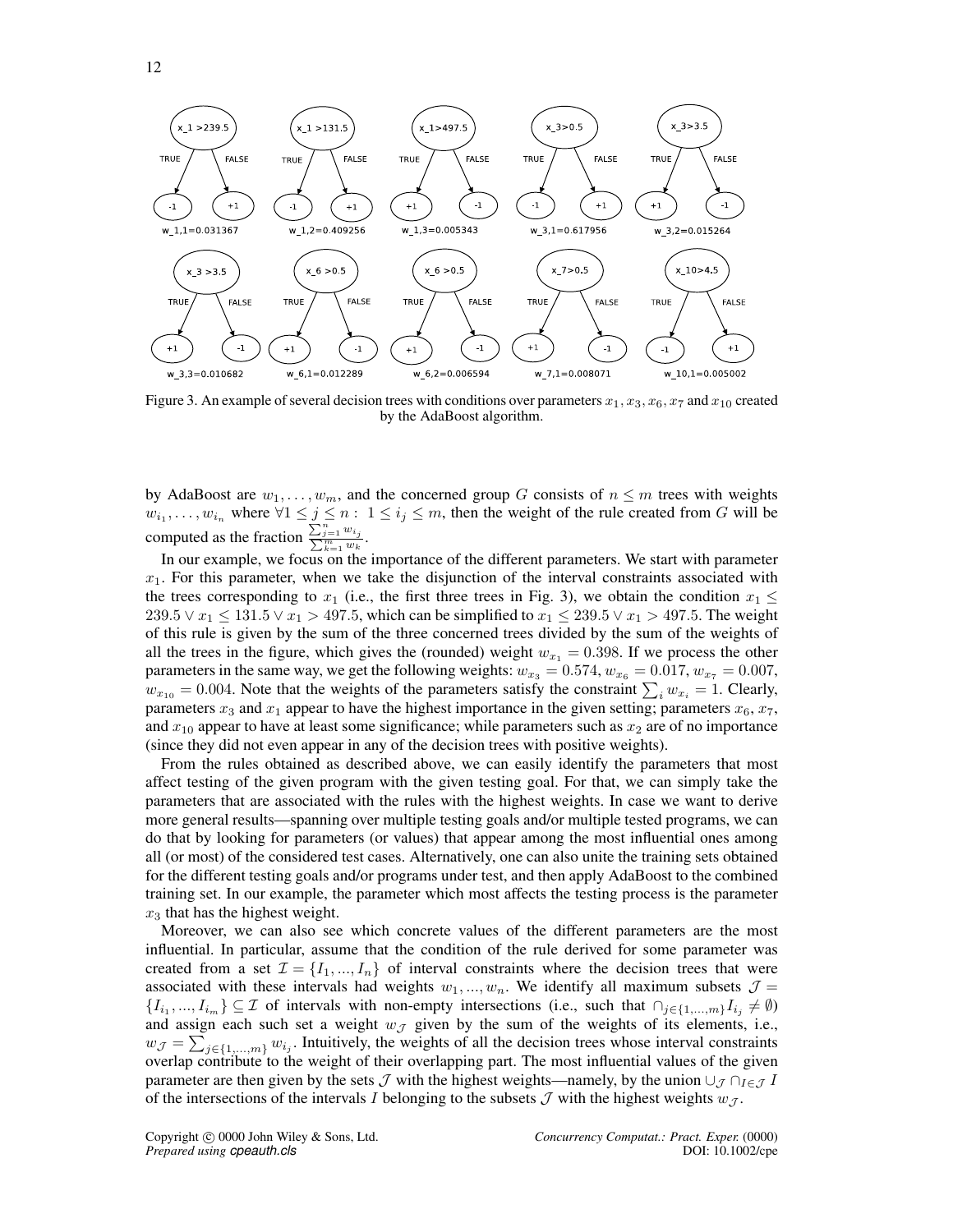Figure 3. An example of several decision trees with conditions over parameters $x_1, x_3, x_6, x_7$ and $x_{10}$ created by the AdaBoost algorithm.

by AdaBoost are $w_1, \ldots, w_m$, and the concerned group $G$ consists of $n \leq m$ trees with weights $w_{i_1}, \ldots, w_{i_n}$ where $\forall 1 \leq j \leq n: \ 1 \leq i_j \leq m$, then the weight of the rule created from $G$ will be computed as the fraction $\frac{\sum_{j=1}^{n} w_{i_j}}{\sum_{k=1}^{m} w_k}$.

In our example, we focus on the importance of the different parameters. We start with parameter $x_1$. For this parameter, when we take the disjunction of the interval constraints associated with the trees corresponding to $x_1$ (i.e., the first three trees in Fig. 3), we obtain the condition $x_1 \leq 239.5 \vee x_1 \leq 131.5 \vee x_1 > 497.5$, which can be simplified to $x_1 \leq 239.5 \vee x_1 > 497.5$. The weight of this rule is given by the sum of the three concerned trees divided by the sum of the weights of all the trees in the figure, which gives the (rounded) weight $w_{x_1} = 0.398$. If we process the other parameters in the same way, we get the following weights: $w_{x_3} = 0.574$, $w_{x_6} = 0.017$, $w_{x_7} = 0.007$, $w_{x_{10}} = 0.004$. Note that the weights of the parameters satisfy the constraint $\sum_i w_{x_i} = 1$. Clearly, parameters $x_3$ and $x_1$ appear to have the highest importance in the given setting; parameters $x_6$, $x_7$, and $x_{10}$ appear to have at least some significance; while parameters such as $x_2$ are of no importance (since they did not even appear in any of the decision trees with positive weights).

From the rules obtained as described above, we can easily identify the parameters that most affect testing of the given program with the given testing goal. For that, we can simply take the parameters that are associated with the rules with the highest weights. In case we want to derive more general results—spanning over multiple testing goals and/or multiple tested programs, we can do that by looking for parameters (or values) that appear among the most influential ones among all (or most) of the considered test cases. Alternatively, one can also unite the training sets obtained for the different testing goals and/or programs under test, and then apply AdaBoost to the combined training set. In our example, the parameter which most affects the testing process is the parameter $x_3$ that has the highest weight.

Moreover, we can also see which concrete values of the different parameters are the most influential. In particular, assume that the condition of the rule derived for some parameter was created from a set $\mathcal{I} = \{I_1, ..., I_n\}$ of interval constraints where the decision trees that were associated with these intervals had weights $w_1, ..., w_n$. We identify all maximum subsets $\mathcal{J} = \{I_{i_1}, ..., I_{i_m}\} \subseteq \mathcal{I}$ of intervals with non-empty intersections (i.e., such that $\cap_{j \in \{1,...,m\}} I_{i_j} \neq \emptyset$) and assign each such set a weight $w_{\mathcal{J}}$ given by the sum of the weights of its elements, i.e., $w_{\mathcal{J}} = \sum_{j \in \{1,...,m\}} w_{i_j}$. Intuitively, the weights of all the decision trees whose interval constraints overlap contribute to the weight of their overlapping part. The most influential values of the given parameter are then given by the sets $\mathcal{J}$ with the highest weights—namely, by the union $\cup_{\mathcal{J}} \cap_{I \in \mathcal{J}} I$ of the intersections of the intervals $I$ belonging to the subsets $\mathcal{J}$ with the highest weights $w_{\mathcal{J}}$.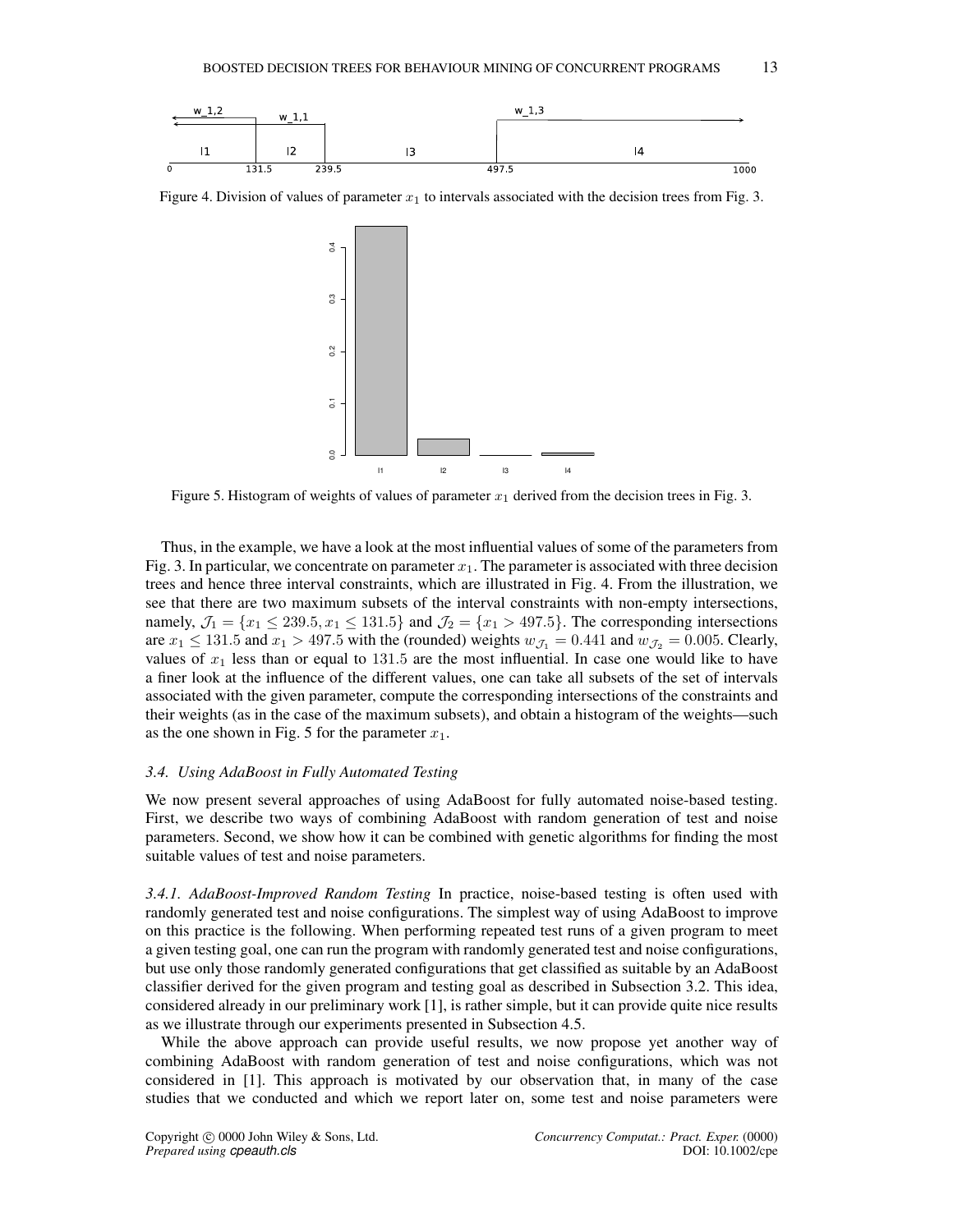Figure 4. Division of values of parameter $x_1$ to intervals associated with the decision trees from Fig. 3.

Figure 5. Histogram of weights of values of parameter $x_1$ derived from the decision trees in Fig. 3.

Thus, in the example, we have a look at the most influential values of some of the parameters from Fig. 3. In particular, we concentrate on parameter $x_1$. The parameter is associated with three decision trees and hence three interval constraints, which are illustrated in Fig. 4. From the illustration, we see that there are two maximum subsets of the interval constraints with non-empty intersections, namely, $\mathcal{J}_1 = \{x_1 \leq 239.5, x_1 \leq 131.5\}$ and $\mathcal{J}_2 = \{x_1 > 497.5\}$. The corresponding intersections are $x_1 \leq 131.5$ and $x_1 > 497.5$ with the (rounded) weights $w_{\mathcal{J}_1} = 0.441$ and $w_{\mathcal{J}_2} = 0.005$. Clearly, values of $x_1$ less than or equal to $131.5$ are the most influential. In case one would like to have a finer look at the influence of the different values, one can take all subsets of the set of intervals associated with the given parameter, compute the corresponding intersections of the constraints and their weights (as in the case of the maximum subsets), and obtain a histogram of the weights—such as the one shown in Fig. 5 for the parameter $x_1$.

### 3.4. Using AdaBoost in Fully Automated Testing

We now present several approaches of using AdaBoost for fully automated noise-based testing. First, we describe two ways of combining AdaBoost with random generation of test and noise parameters. Second, we show how it can be combined with genetic algorithms for finding the most suitable values of test and noise parameters.

*3.4.1. AdaBoost-Improved Random Testing* In practice, noise-based testing is often used with randomly generated test and noise configurations. The simplest way of using AdaBoost to improve on this practice is the following. When performing repeated test runs of a given program to meet a given testing goal, one can run the program with randomly generated test and noise configurations, but use only those randomly generated configurations that get classified as suitable by an AdaBoost classifier derived for the given program and testing goal as described in Subsection 3.2. This idea, considered already in our preliminary work [1], is rather simple, but it can provide quite nice results as we illustrate through our experiments presented in Subsection 4.5.

While the above approach can provide useful results, we now propose yet another way of combining AdaBoost with random generation of test and noise configurations, which was not considered in [1]. This approach is motivated by our observation that, in many of the case studies that we conducted and which we report later on, some test and noise parameters were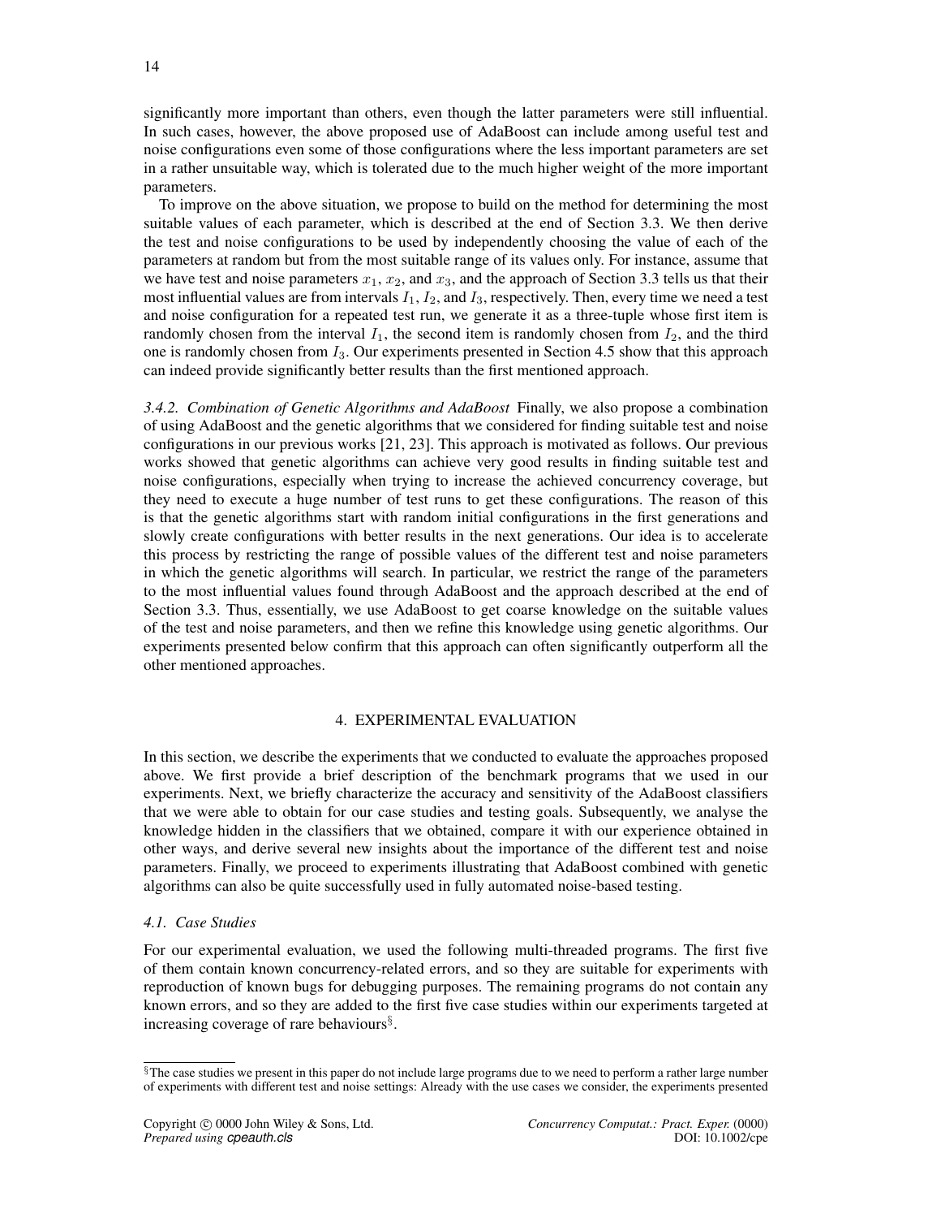significantly more important than others, even though the latter parameters were still influential. In such cases, however, the above proposed use of AdaBoost can include among useful test and noise configurations even some of those configurations where the less important parameters are set in a rather unsuitable way, which is tolerated due to the much higher weight of the more important parameters.

To improve on the above situation, we propose to build on the method for determining the most suitable values of each parameter, which is described at the end of Section 3.3. We then derive the test and noise configurations to be used by independently choosing the value of each of the parameters at random but from the most suitable range of its values only. For instance, assume that we have test and noise parameters $x_1$, $x_2$, and $x_3$, and the approach of Section 3.3 tells us that their most influential values are from intervals $I_1$, $I_2$, and $I_3$, respectively. Then, every time we need a test and noise configuration for a repeated test run, we generate it as a three-tuple whose first item is randomly chosen from the interval $I_1$, the second item is randomly chosen from $I_2$, and the third one is randomly chosen from $I_3$. Our experiments presented in Section 4.5 show that this approach can indeed provide significantly better results than the first mentioned approach.

*3.4.2. Combination of Genetic Algorithms and AdaBoost* Finally, we also propose a combination of using AdaBoost and the genetic algorithms that we considered for finding suitable test and noise configurations in our previous works [21, 23]. This approach is motivated as follows. Our previous works showed that genetic algorithms can achieve very good results in finding suitable test and noise configurations, especially when trying to increase the achieved concurrency coverage, but they need to execute a huge number of test runs to get these configurations. The reason of this is that the genetic algorithms start with random initial configurations in the first generations and slowly create configurations with better results in the next generations. Our idea is to accelerate this process by restricting the range of possible values of the different test and noise parameters in which the genetic algorithms will search. In particular, we restrict the range of the parameters to the most influential values found through AdaBoost and the approach described at the end of Section 3.3. Thus, essentially, we use AdaBoost to get coarse knowledge on the suitable values of the test and noise parameters, and then we refine this knowledge using genetic algorithms. Our experiments presented below confirm that this approach can often significantly outperform all the other mentioned approaches.

## 4. EXPERIMENTAL EVALUATION

In this section, we describe the experiments that we conducted to evaluate the approaches proposed above. We first provide a brief description of the benchmark programs that we used in our experiments. Next, we briefly characterize the accuracy and sensitivity of the AdaBoost classifiers that we were able to obtain for our case studies and testing goals. Subsequently, we analyse the knowledge hidden in the classifiers that we obtained, compare it with our experience obtained in other ways, and derive several new insights about the importance of the different test and noise parameters. Finally, we proceed to experiments illustrating that AdaBoost combined with genetic algorithms can also be quite successfully used in fully automated noise-based testing.

### 4.1. Case Studies

For our experimental evaluation, we used the following multi-threaded programs. The first five of them contain known concurrency-related errors, and so they are suitable for experiments with reproduction of known bugs for debugging purposes. The remaining programs do not contain any known errors, and so they are added to the first five case studies within our experiments targeted at increasing coverage of rare behaviours[§].

[§] The case studies we present in this paper do not include large programs due to we need to perform a rather large number of experiments with different test and noise settings: Already with the use cases we consider, the experiments presented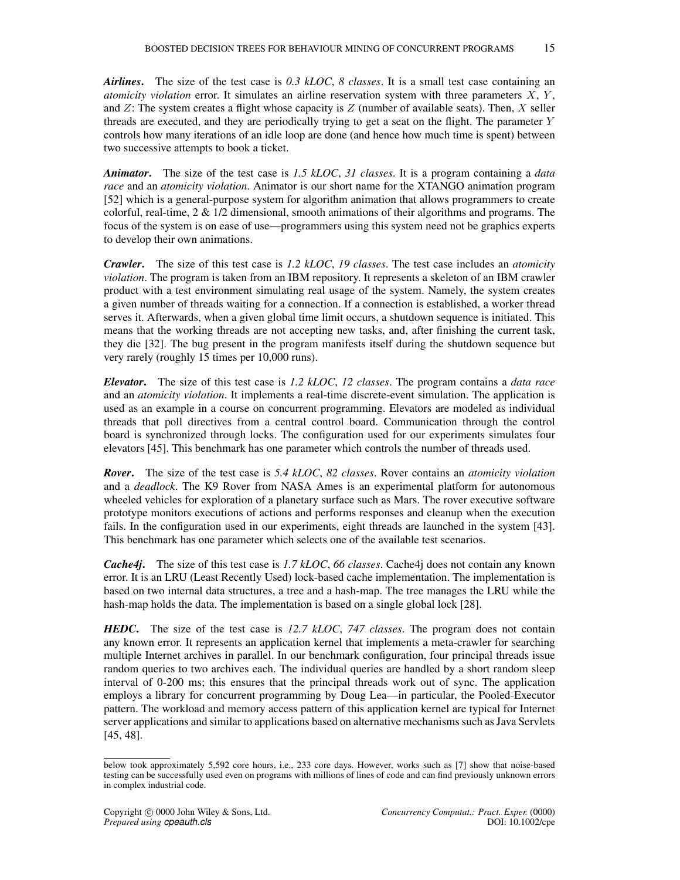***Airlines*.** The size of the test case is *0.3 kLOC*, *8 classes*. It is a small test case containing an *atomicity violation* error. It simulates an airline reservation system with three parameters $X$, $Y$, and $Z$: The system creates a flight whose capacity is $Z$ (number of available seats). Then, $X$ seller threads are executed, and they are periodically trying to get a seat on the flight. The parameter $Y$ controls how many iterations of an idle loop are done (and hence how much time is spent) between two successive attempts to book a ticket.

***Animator*.** The size of the test case is *1.5 kLOC*, *31 classes*. It is a program containing a *data race* and an *atomicity violation*. Animator is our short name for the XTANGO animation program [52] which is a general-purpose system for algorithm animation that allows programmers to create colorful, real-time, 2 & 1/2 dimensional, smooth animations of their algorithms and programs. The focus of the system is on ease of use—programmers using this system need not be graphics experts to develop their own animations.

***Crawler*.** The size of this test case is *1.2 kLOC*, *19 classes*. The test case includes an *atomicity violation*. The program is taken from an IBM repository. It represents a skeleton of an IBM crawler product with a test environment simulating real usage of the system. Namely, the system creates a given number of threads waiting for a connection. If a connection is established, a worker thread serves it. Afterwards, when a given global time limit occurs, a shutdown sequence is initiated. This means that the working threads are not accepting new tasks, and, after finishing the current task, they die [32]. The bug present in the program manifests itself during the shutdown sequence but very rarely (roughly 15 times per 10,000 runs).

***Elevator*.** The size of this test case is *1.2 kLOC*, *12 classes*. The program contains a *data race* and an *atomicity violation*. It implements a real-time discrete-event simulation. The application is used as an example in a course on concurrent programming. Elevators are modeled as individual threads that poll directives from a central control board. Communication through the control board is synchronized through locks. The configuration used for our experiments simulates four elevators [45]. This benchmark has one parameter which controls the number of threads used.

***Rover*.** The size of the test case is *5.4 kLOC*, *82 classes*. Rover contains an *atomicity violation* and a *deadlock*. The K9 Rover from NASA Ames is an experimental platform for autonomous wheeled vehicles for exploration of a planetary surface such as Mars. The rover executive software prototype monitors executions of actions and performs responses and cleanup when the execution fails. In the configuration used in our experiments, eight threads are launched in the system [43]. This benchmark has one parameter which selects one of the available test scenarios.

***Cache4j*.** The size of this test case is *1.7 kLOC*, *66 classes*. Cache4j does not contain any known error. It is an LRU (Least Recently Used) lock-based cache implementation. The implementation is based on two internal data structures, a tree and a hash-map. The tree manages the LRU while the hash-map holds the data. The implementation is based on a single global lock [28].

***HEDC*.** The size of the test case is *12.7 kLOC*, *747 classes*. The program does not contain any known error. It represents an application kernel that implements a meta-crawler for searching multiple Internet archives in parallel. In our benchmark configuration, four principal threads issue random queries to two archives each. The individual queries are handled by a short random sleep interval of 0-200 ms; this ensures that the principal threads work out of sync. The application employs a library for concurrent programming by Doug Lea—in particular, the Pooled-Executor pattern. The workload and memory access pattern of this application kernel are typical for Internet server applications and similar to applications based on alternative mechanisms such as Java Servlets [45, 48].

---

below took approximately 5,592 core hours, i.e., 233 core days. However, works such as [7] show that noise-based testing can be successfully used even on programs with millions of lines of code and can find previously unknown errors in complex industrial code.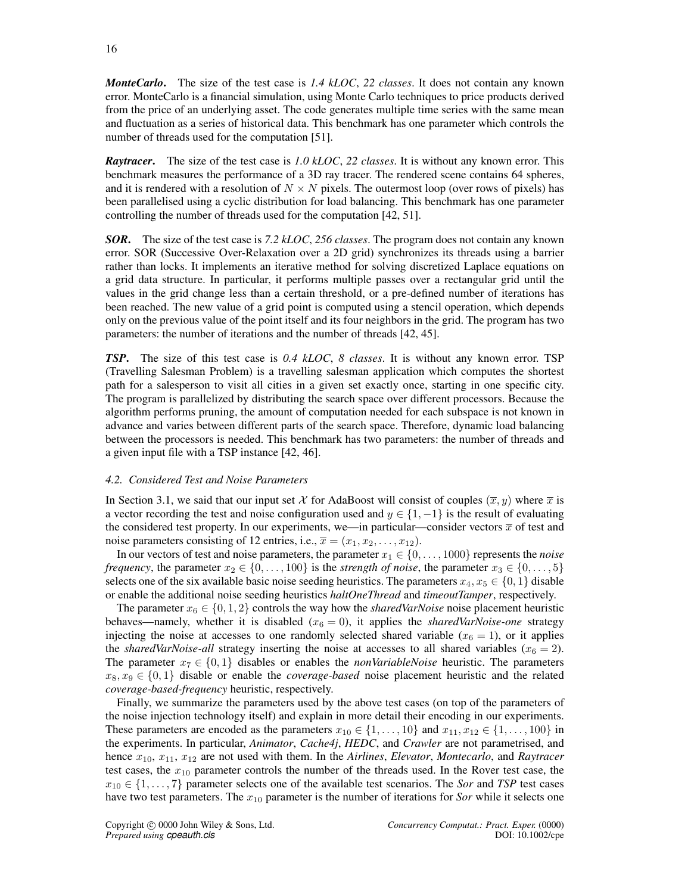***MonteCarlo*.** The size of the test case is *1.4 kLOC*, *22 classes*. It does not contain any known error. MonteCarlo is a financial simulation, using Monte Carlo techniques to price products derived from the price of an underlying asset. The code generates multiple time series with the same mean and fluctuation as a series of historical data. This benchmark has one parameter which controls the number of threads used for the computation [51].

***Raytracer*.** The size of the test case is *1.0 kLOC*, *22 classes*. It is without any known error. This benchmark measures the performance of a 3D ray tracer. The rendered scene contains 64 spheres, and it is rendered with a resolution of $N \times N$ pixels. The outermost loop (over rows of pixels) has been parallelised using a cyclic distribution for load balancing. This benchmark has one parameter controlling the number of threads used for the computation [42, 51].

***SOR*.** The size of the test case is *7.2 kLOC*, *256 classes*. The program does not contain any known error. SOR (Successive Over-Relaxation over a 2D grid) synchronizes its threads using a barrier rather than locks. It implements an iterative method for solving discretized Laplace equations on a grid data structure. In particular, it performs multiple passes over a rectangular grid until the values in the grid change less than a certain threshold, or a pre-defined number of iterations has been reached. The new value of a grid point is computed using a stencil operation, which depends only on the previous value of the point itself and its four neighbors in the grid. The program has two parameters: the number of iterations and the number of threads [42, 45].

***TSP*.** The size of this test case is *0.4 kLOC*, *8 classes*. It is without any known error. TSP (Travelling Salesman Problem) is a travelling salesman application which computes the shortest path for a salesperson to visit all cities in a given set exactly once, starting in one specific city. The program is parallelized by distributing the search space over different processors. Because the algorithm performs pruning, the amount of computation needed for each subspace is not known in advance and varies between different parts of the search space. Therefore, dynamic load balancing between the processors is needed. This benchmark has two parameters: the number of threads and a given input file with a TSP instance [42, 46].

### 4.2. Considered Test and Noise Parameters

In Section 3.1, we said that our input set $\mathcal{X}$ for AdaBoost will consist of couples $(\overline{x}, y)$ where $\overline{x}$ is a vector recording the test and noise configuration used and $y \in \{1, -1\}$ is the result of evaluating the considered test property. In our experiments, we—in particular—consider vectors $\overline{x}$ of test and noise parameters consisting of 12 entries, i.e., $\overline{x} = (x_1, x_2, \ldots, x_{12})$.

In our vectors of test and noise parameters, the parameter $x_1 \in \{0, \ldots, 1000\}$ represents the *noise frequency*, the parameter $x_2 \in \{0, \ldots, 100\}$ is the *strength of noise*, the parameter $x_3 \in \{0, \ldots, 5\}$ selects one of the six available basic noise seeding heuristics. The parameters $x_4, x_5 \in \{0, 1\}$ disable or enable the additional noise seeding heuristics *haltOneThread* and *timeoutTamper*, respectively.

The parameter $x_6 \in \{0, 1, 2\}$ controls the way how the *sharedVarNoise* noise placement heuristic behaves—namely, whether it is disabled ($x_6 = 0$), it applies the *sharedVarNoise-one* strategy injecting the noise at accesses to one randomly selected shared variable ($x_6 = 1$), or it applies the *sharedVarNoise-all* strategy inserting the noise at accesses to all shared variables ($x_6 = 2$). The parameter $x_7 \in \{0, 1\}$ disables or enables the *nonVariableNoise* heuristic. The parameters $x_8, x_9 \in \{0, 1\}$ disable or enable the *coverage-based* noise placement heuristic and the related *coverage-based-frequency* heuristic, respectively.

Finally, we summarize the parameters used by the above test cases (on top of the parameters of the noise injection technology itself) and explain in more detail their encoding in our experiments. These parameters are encoded as the parameters $x_{10} \in \{1, \ldots, 10\}$ and $x_{11}, x_{12} \in \{1, \ldots, 100\}$ in the experiments. In particular, *Animator*, *Cache4j*, *HEDC*, and *Crawler* are not parametrised, and hence $x_{10}$, $x_{11}$, $x_{12}$ are not used with them. In the *Airlines*, *Elevator*, *Montecarlo*, and *Raytracer* test cases, the $x_{10}$ parameter controls the number of the threads used. In the Rover test case, the $x_{10} \in \{1, \ldots, 7\}$ parameter selects one of the available test scenarios. The *Sor* and *TSP* test cases have two test parameters. The $x_{10}$ parameter is the number of iterations for *Sor* while it selects one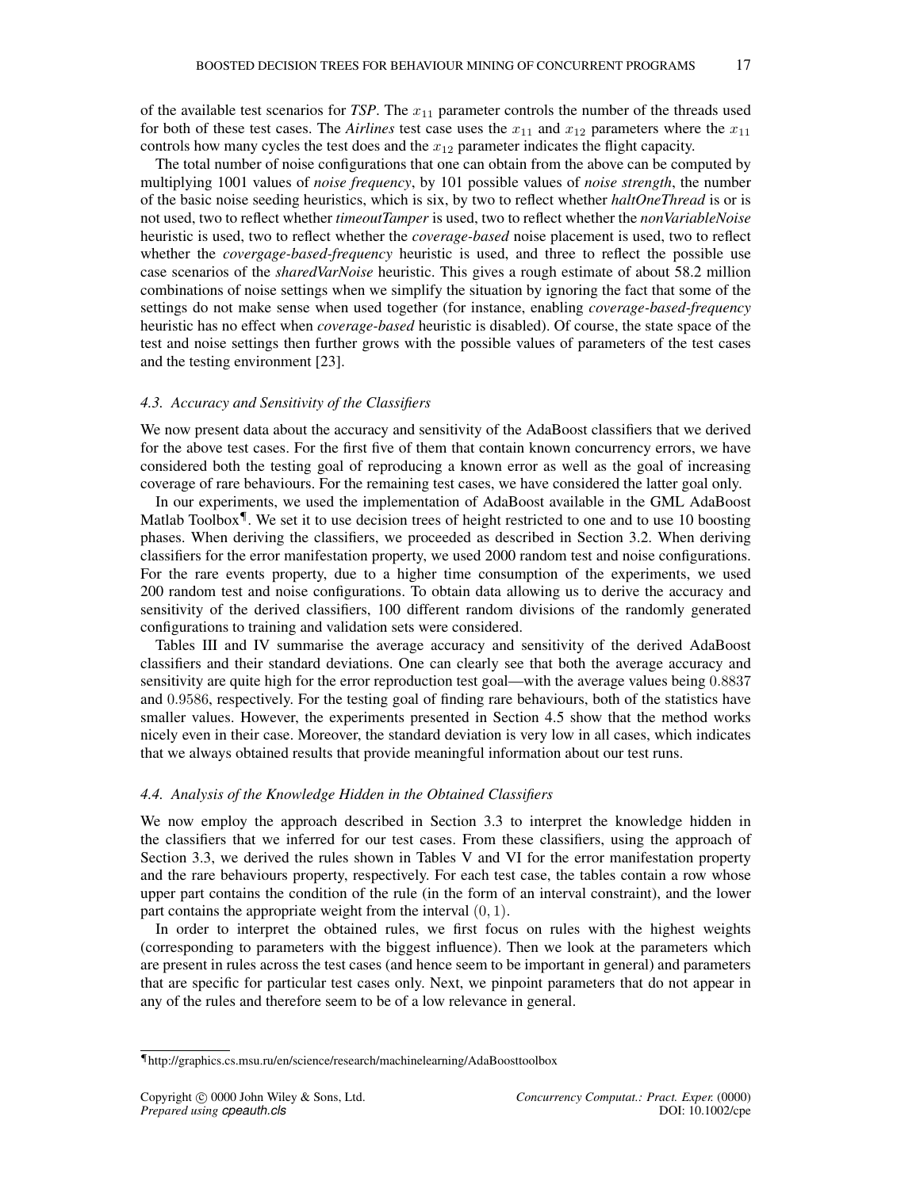of the available test scenarios for *TSP*. The $x_{11}$ parameter controls the number of the threads used for both of these test cases. The *Airlines* test case uses the $x_{11}$ and $x_{12}$ parameters where the $x_{11}$ controls how many cycles the test does and the $x_{12}$ parameter indicates the flight capacity.

The total number of noise configurations that one can obtain from the above can be computed by multiplying 1001 values of *noise frequency*, by 101 possible values of *noise strength*, the number of the basic noise seeding heuristics, which is six, by two to reflect whether *haltOneThread* is or is not used, two to reflect whether *timeoutTamper* is used, two to reflect whether the *nonVariableNoise* heuristic is used, two to reflect whether the *coverage-based* noise placement is used, two to reflect whether the *covergage-based-frequency* heuristic is used, and three to reflect the possible use case scenarios of the *sharedVarNoise* heuristic. This gives a rough estimate of about 58.2 million combinations of noise settings when we simplify the situation by ignoring the fact that some of the settings do not make sense when used together (for instance, enabling *coverage-based-frequency* heuristic has no effect when *coverage-based* heuristic is disabled). Of course, the state space of the test and noise settings then further grows with the possible values of parameters of the test cases and the testing environment [23].

### 4.3. Accuracy and Sensitivity of the Classifiers

We now present data about the accuracy and sensitivity of the AdaBoost classifiers that we derived for the above test cases. For the first five of them that contain known concurrency errors, we have considered both the testing goal of reproducing a known error as well as the goal of increasing coverage of rare behaviours. For the remaining test cases, we have considered the latter goal only.

In our experiments, we used the implementation of AdaBoost available in the GML AdaBoost Matlab Toolbox[¶]. We set it to use decision trees of height restricted to one and to use 10 boosting phases. When deriving the classifiers, we proceeded as described in Section 3.2. When deriving classifiers for the error manifestation property, we used 2000 random test and noise configurations. For the rare events property, due to a higher time consumption of the experiments, we used 200 random test and noise configurations. To obtain data allowing us to derive the accuracy and sensitivity of the derived classifiers, 100 different random divisions of the randomly generated configurations to training and validation sets were considered.

Tables III and IV summarise the average accuracy and sensitivity of the derived AdaBoost classifiers and their standard deviations. One can clearly see that both the average accuracy and sensitivity are quite high for the error reproduction test goal—with the average values being $0.8837$ and $0.9586$, respectively. For the testing goal of finding rare behaviours, both of the statistics have smaller values. However, the experiments presented in Section 4.5 show that the method works nicely even in their case. Moreover, the standard deviation is very low in all cases, which indicates that we always obtained results that provide meaningful information about our test runs.

### 4.4. Analysis of the Knowledge Hidden in the Obtained Classifiers

We now employ the approach described in Section 3.3 to interpret the knowledge hidden in the classifiers that we inferred for our test cases. From these classifiers, using the approach of Section 3.3, we derived the rules shown in Tables V and VI for the error manifestation property and the rare behaviours property, respectively. For each test case, the tables contain a row whose upper part contains the condition of the rule (in the form of an interval constraint), and the lower part contains the appropriate weight from the interval $(0, 1)$.

In order to interpret the obtained rules, we first focus on rules with the highest weights (corresponding to parameters with the biggest influence). Then we look at the parameters which are present in rules across the test cases (and hence seem to be important in general) and parameters that are specific for particular test cases only. Next, we pinpoint parameters that do not appear in any of the rules and therefore seem to be of a low relevance in general.

[¶]http://graphics.cs.msu.ru/en/science/research/machinelearning/AdaBoosttoolbox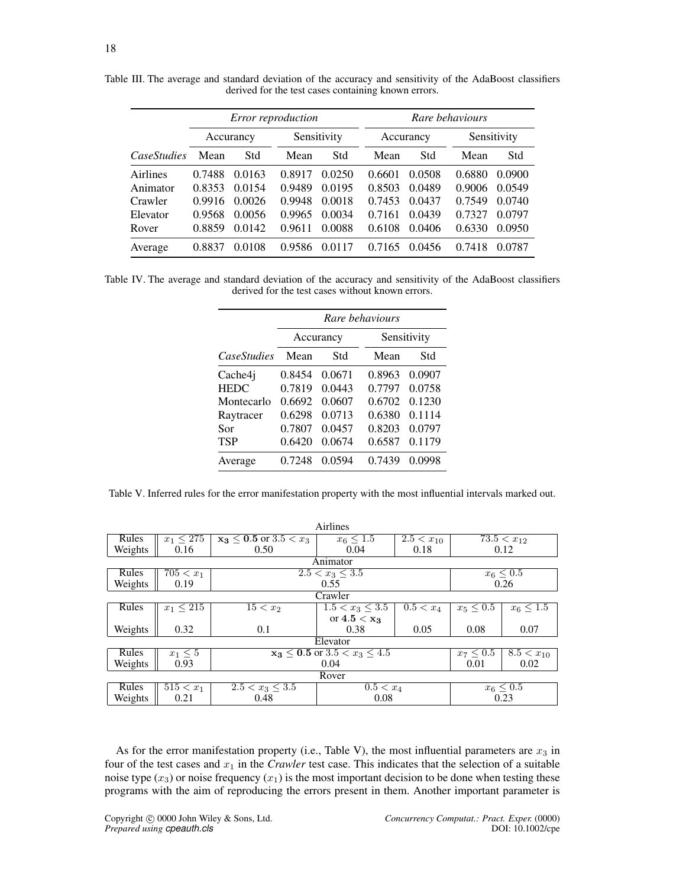Table III. The average and standard deviation of the accuracy and sensitivity of the AdaBoost classifiers derived for the test cases containing known errors.

| | *Error reproduction* | | | | *Rare behaviours* | | | |
|---|---|---|---|---|---|---|---|---|
| | Accurancy | | Sensitivity | | Accurancy | | Sensitivity | |
| *CaseStudies* | Mean | Std | Mean | Std | Mean | Std | Mean | Std |
| Airlines | 0.7488 | 0.0163 | 0.8917 | 0.0250 | 0.6601 | 0.0508 | 0.6880 | 0.0900 |
| Animator | 0.8353 | 0.0154 | 0.9489 | 0.0195 | 0.8503 | 0.0489 | 0.9006 | 0.0549 |
| Crawler | 0.9916 | 0.0026 | 0.9948 | 0.0018 | 0.7453 | 0.0437 | 0.7549 | 0.0740 |
| Elevator | 0.9568 | 0.0056 | 0.9965 | 0.0034 | 0.7161 | 0.0439 | 0.7327 | 0.0797 |
| Rover | 0.8859 | 0.0142 | 0.9611 | 0.0088 | 0.6108 | 0.0406 | 0.6330 | 0.0950 |
| Average | 0.8837 | 0.0108 | 0.9586 | 0.0117 | 0.7165 | 0.0456 | 0.7418 | 0.0787 |

Table IV. The average and standard deviation of the accuracy and sensitivity of the AdaBoost classifiers derived for the test cases without known errors.

| | *Rare behaviours* | | | |
|---|---|---|---|---|
| | Accurancy | | Sensitivity | |
| *CaseStudies* | Mean | Std | Mean | Std |
| Cache4j | 0.8454 | 0.0671 | 0.8963 | 0.0907 |
| HEDC | 0.7819 | 0.0443 | 0.7797 | 0.0758 |
| Montecarlo | 0.6692 | 0.0607 | 0.6702 | 0.1230 |
| Raytracer | 0.6298 | 0.0713 | 0.6380 | 0.1114 |
| Sor | 0.7807 | 0.0457 | 0.8203 | 0.0797 |
| TSP | 0.6420 | 0.0674 | 0.6587 | 0.1179 |
| Average | 0.7248 | 0.0594 | 0.7439 | 0.0998 |

Table V. Inferred rules for the error manifestation property with the most influential intervals marked out.

**Airlines**

| Rules | $x_1 \leq 275$ | $\mathbf{x_3 \leq 0.5}$ or $3.5 < x_3$ | $x_6 \leq 1.5$ | $2.5 < x_{10}$ | $73.5 < x_{12}$ |
|---|---|---|---|---|---|
| Weights | 0.16 | 0.50 | 0.04 | 0.18 | 0.12 |

**Animator**

| Rules | $705 < x_1$ | $2.5 < x_3 \leq 3.5$ | $x_6 \leq 0.5$ |
|---|---|---|---|
| Weights | 0.19 | 0.55 | 0.26 |

**Crawler**

| Rules | $x_1 \leq 215$ | $15 < x_2$ | $1.5 < x_3 \leq 3.5$ or $\mathbf{4.5 < x_3}$ | $0.5 < x_4$ | $x_5 \leq 0.5$ | $x_6 \leq 1.5$ |
|---|---|---|---|---|---|---|
| Weights | 0.32 | 0.1 | 0.38 | 0.05 | 0.08 | 0.07 |

**Elevator**

| Rules | $x_1 \leq 5$ | $\mathbf{x_3 \leq 0.5}$ or $3.5 < x_3 \leq 4.5$ | $x_7 \leq 0.5$ | $8.5 < x_{10}$ |
|---|---|---|---|---|
| Weights | 0.93 | 0.04 | 0.01 | 0.02 |

**Rover**

| Rules | $515 < x_1$ | $2.5 < x_3 \leq 3.5$ | $0.5 < x_4$ | $x_6 \leq 0.5$ |
|---|---|---|---|---|
| Weights | 0.21 | 0.48 | 0.08 | 0.23 |

As for the error manifestation property (i.e., Table V), the most influential parameters are $x_3$ in four of the test cases and $x_1$ in the *Crawler* test case. This indicates that the selection of a suitable noise type ($x_3$) or noise frequency ($x_1$) is the most important decision to be done when testing these programs with the aim of reproducing the errors present in them. Another important parameter is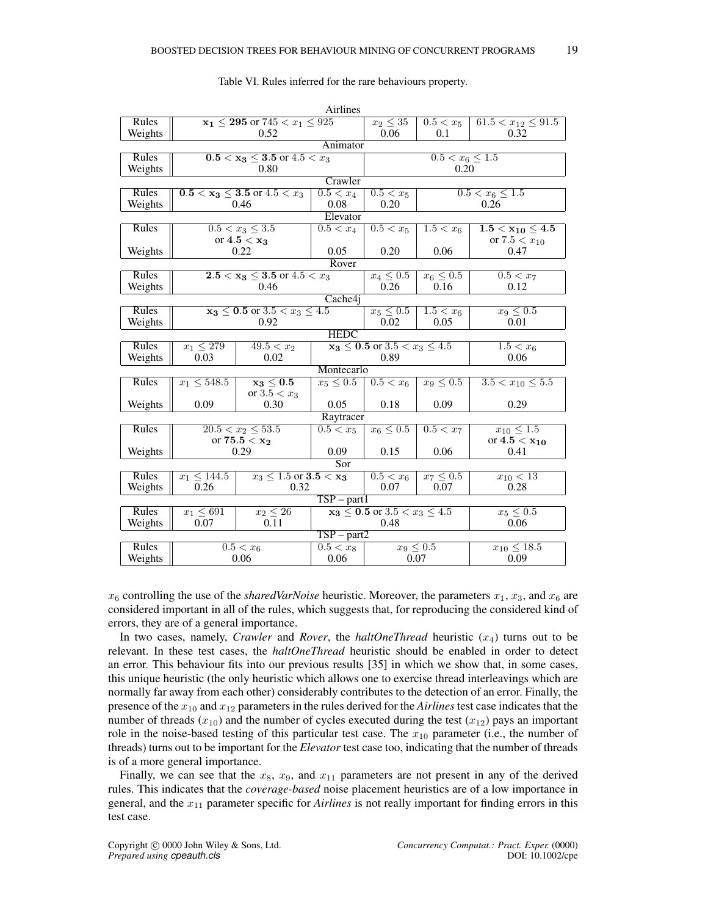Table VI. Rules inferred for the rare behaviours property.

**Airlines**

| | | | | |
|---|---|---|---|---|
| Rules | $\mathbf{x_1 \leq 295}$ or $745 < x_1 \leq 925$ | $x_2 \leq 35$ | $0.5 < x_5$ | $61.5 < x_{12} \leq 91.5$ |
| Weights | 0.52 | 0.06 | 0.1 | 0.32 |

**Animator**

| | | |
|---|---|---|
| Rules | $\mathbf{0.5 < x_3 \leq 3.5}$ or $4.5 < x_3$ | $0.5 < x_6 \leq 1.5$ |
| Weights | 0.80 | 0.20 |

**Crawler**

| | | | | |
|---|---|---|---|---|
| Rules | $\mathbf{0.5 < x_3 \leq 3.5}$ or $4.5 < x_3$ | $0.5 < x_4$ | $0.5 < x_5$ | $0.5 < x_6 \leq 1.5$ |
| Weights | 0.46 | 0.08 | 0.20 | 0.26 |

**Elevator**

| | | | | | |
|---|---|---|---|---|---|
| Rules | $0.5 < x_3 \leq 3.5$ or $\mathbf{4.5 < x_3}$ | $0.5 < x_4$ | $0.5 < x_5$ | $1.5 < x_6$ | $\mathbf{1.5 < x_{10} \leq 4.5}$ or $7.5 < x_{10}$ |
| Weights | 0.22 | 0.05 | 0.20 | 0.06 | 0.47 |

**Rover**

| | | | | |
|---|---|---|---|---|
| Rules | $\mathbf{2.5 < x_3 \leq 3.5}$ or $4.5 < x_3$ | $x_4 \leq 0.5$ | $x_6 \leq 0.5$ | $0.5 < x_7$ |
| Weights | 0.46 | 0.26 | 0.16 | 0.12 |

**Cache4j**

| | | | | |
|---|---|---|---|---|
| Rules | $\mathbf{x_3 \leq 0.5}$ or $3.5 < x_3 \leq 4.5$ | $x_5 \leq 0.5$ | $1.5 < x_6$ | $x_9 \leq 0.5$ |
| Weights | 0.92 | 0.02 | 0.05 | 0.01 |

**HEDC**

| | | | | |
|---|---|---|---|---|
| Rules | $x_1 \leq 279$ | $49.5 < x_2$ | $\mathbf{x_3 \leq 0.5}$ or $3.5 < x_3 \leq 4.5$ | $1.5 < x_6$ |
| Weights | 0.03 | 0.02 | 0.89 | 0.06 |

**Montecarlo**

| | | | | | | |
|---|---|---|---|---|---|---|
| Rules | $x_1 \leq 548.5$ | $\mathbf{x_3 \leq 0.5}$ or $3.5 < x_3$ | $x_5 \leq 0.5$ | $0.5 < x_6$ | $x_9 \leq 0.5$ | $3.5 < x_{10} \leq 5.5$ |
| Weights | 0.09 | 0.30 | 0.05 | 0.18 | 0.09 | 0.29 |

**Raytracer**

| | | | | | |
|---|---|---|---|---|---|
| Rules | $20.5 < x_2 \leq 53.5$ or $\mathbf{75.5 < x_2}$ | $0.5 < x_5$ | $x_6 \leq 0.5$ | $0.5 < x_7$ | $x_{10} \leq 1.5$ or $\mathbf{4.5 < x_{10}}$ |
| Weights | 0.29 | 0.09 | 0.15 | 0.06 | 0.41 |

**Sor**

| | | | | | |
|---|---|---|---|---|---|
| Rules | $x_1 \leq 144.5$ | $x_3 \leq 1.5$ or $\mathbf{3.5 < x_3}$ | $0.5 < x_6$ | $x_7 \leq 0.5$ | $x_{10} < 13$ |
| Weights | 0.26 | 0.32 | 0.07 | 0.07 | 0.28 |

**TSP – part1**

| | | | | |
|---|---|---|---|---|
| Rules | $x_1 \leq 691$ | $x_2 \leq 26$ | $\mathbf{x_3 \leq 0.5}$ or $3.5 < x_3 \leq 4.5$ | $x_5 \leq 0.5$ |
| Weights | 0.07 | 0.11 | 0.48 | 0.06 |

**TSP – part2**

| | | | | |
|---|---|---|---|---|
| Rules | $0.5 < x_6$ | $0.5 < x_8$ | $x_9 \leq 0.5$ | $x_{10} \leq 18.5$ |
| Weights | 0.06 | 0.06 | 0.07 | 0.09 |

$x_6$ controlling the use of the *sharedVarNoise* heuristic. Moreover, the parameters $x_1$, $x_3$, and $x_6$ are considered important in all of the rules, which suggests that, for reproducing the considered kind of errors, they are of a general importance.

In two cases, namely, *Crawler* and *Rover*, the *haltOneThread* heuristic ($x_4$) turns out to be relevant. In these test cases, the *haltOneThread* heuristic should be enabled in order to detect an error. This behaviour fits into our previous results [35] in which we show that, in some cases, this unique heuristic (the only heuristic which allows one to exercise thread interleavings which are normally far away from each other) considerably contributes to the detection of an error. Finally, the presence of the $x_{10}$ and $x_{12}$ parameters in the rules derived for the *Airlines* test case indicates that the number of threads ($x_{10}$) and the number of cycles executed during the test ($x_{12}$) pays an important role in the noise-based testing of this particular test case. The $x_{10}$ parameter (i.e., the number of threads) turns out to be important for the *Elevator* test case too, indicating that the number of threads is of a more general importance.

Finally, we can see that the $x_8$, $x_9$, and $x_{11}$ parameters are not present in any of the derived rules. This indicates that the *coverage-based* noise placement heuristics are of a low importance in general, and the $x_{11}$ parameter specific for *Airlines* is not really important for finding errors in this test case.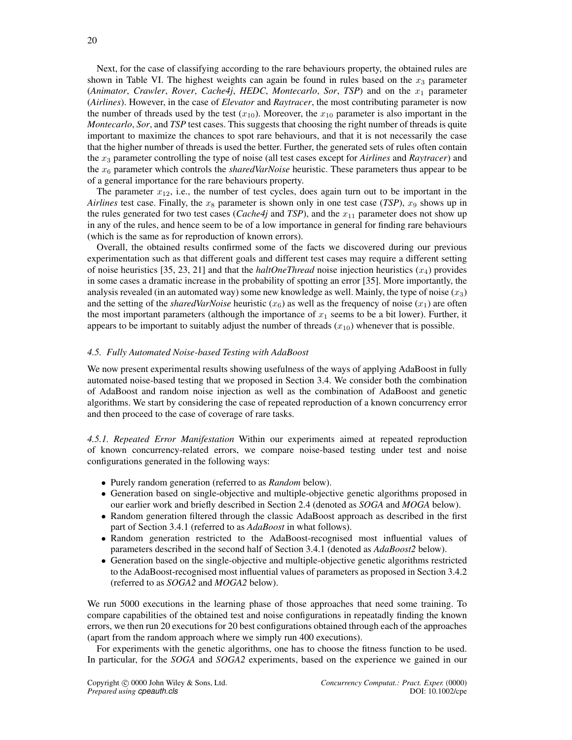Next, for the case of classifying according to the rare behaviours property, the obtained rules are shown in Table VI. The highest weights can again be found in rules based on the $x_3$ parameter (*Animator*, *Crawler*, *Rover*, *Cache4j*, *HEDC*, *Montecarlo*, *Sor*, *TSP*) and on the $x_1$ parameter (*Airlines*). However, in the case of *Elevator* and *Raytracer*, the most contributing parameter is now the number of threads used by the test ($x_{10}$). Moreover, the $x_{10}$ parameter is also important in the *Montecarlo*, *Sor*, and *TSP* test cases. This suggests that choosing the right number of threads is quite important to maximize the chances to spot rare behaviours, and that it is not necessarily the case that the higher number of threads is used the better. Further, the generated sets of rules often contain the $x_3$ parameter controlling the type of noise (all test cases except for *Airlines* and *Raytracer*) and the $x_6$ parameter which controls the *sharedVarNoise* heuristic. These parameters thus appear to be of a general importance for the rare behaviours property.

The parameter $x_{12}$, i.e., the number of test cycles, does again turn out to be important in the *Airlines* test case. Finally, the $x_8$ parameter is shown only in one test case (*TSP*), $x_9$ shows up in the rules generated for two test cases (*Cache4j* and *TSP*), and the $x_{11}$ parameter does not show up in any of the rules, and hence seem to be of a low importance in general for finding rare behaviours (which is the same as for reproduction of known errors).

Overall, the obtained results confirmed some of the facts we discovered during our previous experimentation such as that different goals and different test cases may require a different setting of noise heuristics [35, 23, 21] and that the *haltOneThread* noise injection heuristics ($x_4$) provides in some cases a dramatic increase in the probability of spotting an error [35]. More importantly, the analysis revealed (in an automated way) some new knowledge as well. Mainly, the type of noise ($x_3$) and the setting of the *sharedVarNoise* heuristic ($x_6$) as well as the frequency of noise ($x_1$) are often the most important parameters (although the importance of $x_1$ seems to be a bit lower). Further, it appears to be important to suitably adjust the number of threads ($x_{10}$) whenever that is possible.

### *4.5. Fully Automated Noise-based Testing with AdaBoost*

We now present experimental results showing usefulness of the ways of applying AdaBoost in fully automated noise-based testing that we proposed in Section 3.4. We consider both the combination of AdaBoost and random noise injection as well as the combination of AdaBoost and genetic algorithms. We start by considering the case of repeated reproduction of a known concurrency error and then proceed to the case of coverage of rare tasks.

*4.5.1. Repeated Error Manifestation* Within our experiments aimed at repeated reproduction of known concurrency-related errors, we compare noise-based testing under test and noise configurations generated in the following ways:

- Purely random generation (referred to as *Random* below).
- Generation based on single-objective and multiple-objective genetic algorithms proposed in our earlier work and briefly described in Section 2.4 (denoted as *SOGA* and *MOGA* below).
- Random generation filtered through the classic AdaBoost approach as described in the first part of Section 3.4.1 (referred to as *AdaBoost* in what follows).
- Random generation restricted to the AdaBoost-recognised most influential values of parameters described in the second half of Section 3.4.1 (denoted as *AdaBoost2* below).
- Generation based on the single-objective and multiple-objective genetic algorithms restricted to the AdaBoost-recognised most influential values of parameters as proposed in Section 3.4.2 (referred to as *SOGA2* and *MOGA2* below).

We run 5000 executions in the learning phase of those approaches that need some training. To compare capabilities of the obtained test and noise configurations in repeatadly finding the known errors, we then run 20 executions for 20 best configurations obtained through each of the approaches (apart from the random approach where we simply run 400 executions).

For experiments with the genetic algorithms, one has to choose the fitness function to be used. In particular, for the *SOGA* and *SOGA2* experiments, based on the experience we gained in our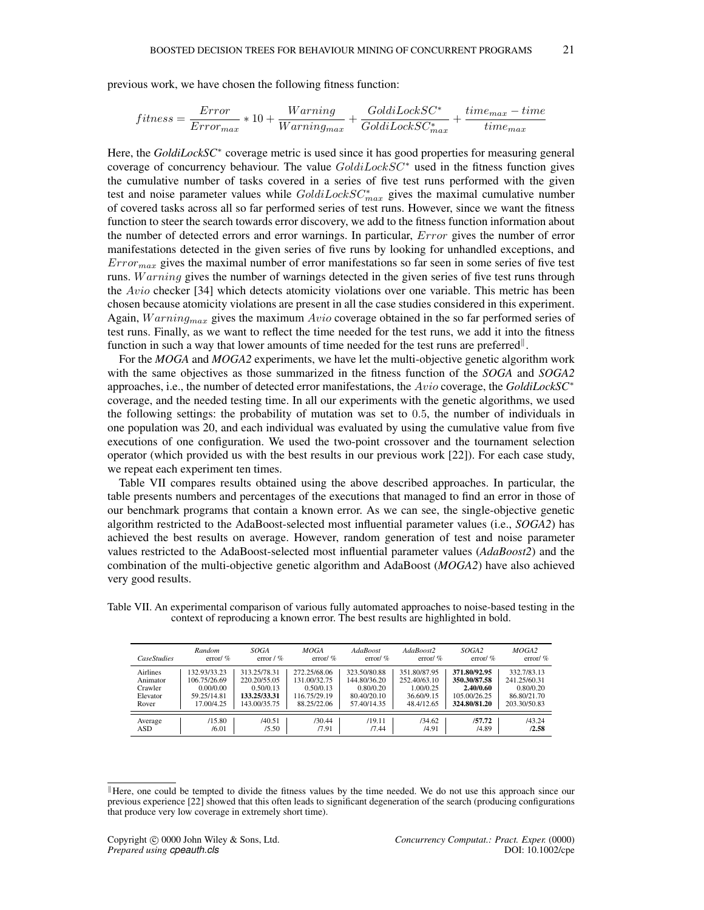previous work, we have chosen the following fitness function:

$$fitness = \frac{Error}{Error_{max}} * 10 + \frac{Warning}{Warning_{max}} + \frac{GoldiLockSC^{*}}{GoldiLockSC^{*}_{max}} + \frac{time_{max} - time}{time_{max}}$$

Here, the ***GoldiLockSC**** coverage metric is used since it has good properties for measuring general coverage of concurrency behaviour. The value $GoldiLockSC^{*}$ used in the fitness function gives the cumulative number of tasks covered in a series of five test runs performed with the given test and noise parameter values while $GoldiLockSC^{*}_{max}$ gives the maximal cumulative number of covered tasks across all so far performed series of test runs. However, since we want the fitness function to steer the search towards error discovery, we add to the fitness function information about the number of detected errors and error warnings. In particular, $Error$ gives the number of error manifestations detected in the given series of five runs by looking for unhandled exceptions, and $Error_{max}$ gives the maximal number of error manifestations so far seen in some series of five test runs. $Warning$ gives the number of warnings detected in the given series of five test runs through the $Avio$ checker [34] which detects atomicity violations over one variable. This metric has been chosen because atomicity violations are present in all the case studies considered in this experiment. Again, $Warning_{max}$ gives the maximum $Avio$ coverage obtained in the so far performed series of test runs. Finally, as we want to reflect the time needed for the test runs, we add it into the fitness function in such a way that lower amounts of time needed for the test runs are preferred‖.

For the ***MOGA*** and ***MOGA2*** experiments, we have let the multi-objective genetic algorithm work with the same objectives as those summarized in the fitness function of the ***SOGA*** and ***SOGA2*** approaches, i.e., the number of detected error manifestations, the $Avio$ coverage, the ***GoldiLockSC**** coverage, and the needed testing time. In all our experiments with the genetic algorithms, we used the following settings: the probability of mutation was set to 0.5, the number of individuals in one population was 20, and each individual was evaluated by using the cumulative value from five executions of one configuration. We used the two-point crossover and the tournament selection operator (which provided us with the best results in our previous work [22]). For each case study, we repeat each experiment ten times.

Table VII compares results obtained using the above described approaches. In particular, the table presents numbers and percentages of the executions that managed to find an error in those of our benchmark programs that contain a known error. As we can see, the single-objective genetic algorithm restricted to the AdaBoost-selected most influential parameter values (i.e., ***SOGA2***) has achieved the best results on average. However, random generation of test and noise parameter values restricted to the AdaBoost-selected most influential parameter values (***AdaBoost2***) and the combination of the multi-objective genetic algorithm and AdaBoost (***MOGA2***) have also achieved very good results.

Table VII. An experimental comparison of various fully automated approaches to noise-based testing in the context of reproducing a known error. The best results are highlighted in bold.

| *CaseStudies* | *Random* error/ % | *SOGA* error / % | *MOGA* error/ % | *AdaBoost* error/ % | *AdaBoost2* error/ % | *SOGA2* error/ % | *MOGA2* error/ % |
|---|---|---|---|---|---|---|---|
| Airlines | 132.93/33.23 | 313.25/78.31 | 272.25/68.06 | 323.50/80.88 | 351.80/87.95 | **371.80/92.95** | 332.7/83.13 |
| Animator | 106.75/26.69 | 220.20/55.05 | 131.00/32.75 | 144.80/36.20 | 252.40/63.10 | **350.30/87.58** | 241.25/60.31 |
| Crawler | 0.00/0.00 | 0.50/0.13 | 0.50/0.13 | 0.80/0.20 | 1.00/0.25 | **2.40/0.60** | 0.80/0.20 |
| Elevator | 59.25/14.81 | **133.25/33.31** | 116.75/29.19 | 80.40/20.10 | 36.60/9.15 | 105.00/26.25 | 86.80/21.70 |
| Rover | 17.00/4.25 | 143.00/35.75 | 88.25/22.06 | 57.40/14.35 | 48.4/12.65 | **324.80/81.20** | 203.30/50.83 |
| Average | /15.80 | /40.51 | /30.44 | /19.11 | /34.62 | **/57.72** | /43.24 |
| ASD | /6.01 | /5.50 | /7.91 | /7.44 | /4.91 | /4.89 | **/2.58** |

‖Here, one could be tempted to divide the fitness values by the time needed. We do not use this approach since our previous experience [22] showed that this often leads to significant degeneration of the search (producing configurations that produce very low coverage in extremely short time).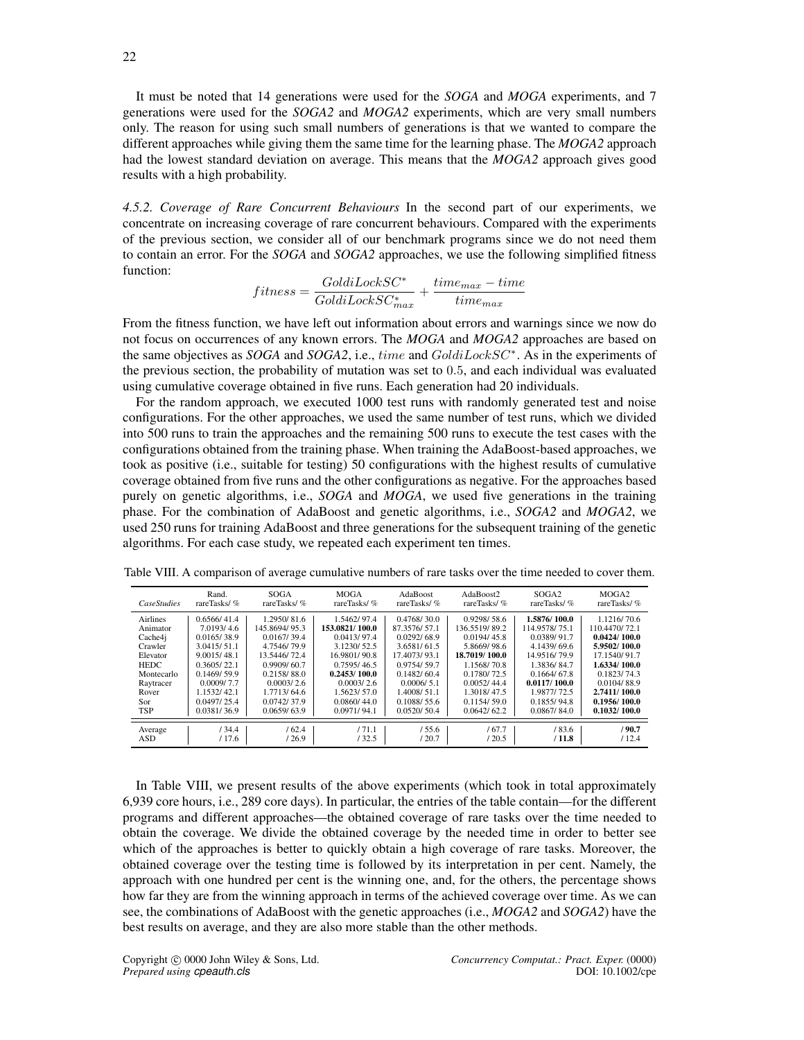It must be noted that 14 generations were used for the *SOGA* and *MOGA* experiments, and 7 generations were used for the *SOGA2* and *MOGA2* experiments, which are very small numbers only. The reason for using such small numbers of generations is that we wanted to compare the different approaches while giving them the same time for the learning phase. The *MOGA2* approach had the lowest standard deviation on average. This means that the *MOGA2* approach gives good results with a high probability.

*4.5.2. Coverage of Rare Concurrent Behaviours* In the second part of our experiments, we concentrate on increasing coverage of rare concurrent behaviours. Compared with the experiments of the previous section, we consider all of our benchmark programs since we do not need them to contain an error. For the *SOGA* and *SOGA2* approaches, we use the following simplified fitness function:

$$fitness = \frac{GoldiLockSC^*}{GoldiLockSC^*_{max}} + \frac{time_{max} - time}{time_{max}}$$

From the fitness function, we have left out information about errors and warnings since we now do not focus on occurrences of any known errors. The *MOGA* and *MOGA2* approaches are based on the same objectives as *SOGA* and *SOGA2*, i.e., $time$ and $GoldiLockSC^*$. As in the experiments of the previous section, the probability of mutation was set to $0.5$, and each individual was evaluated using cumulative coverage obtained in five runs. Each generation had 20 individuals.

For the random approach, we executed 1000 test runs with randomly generated test and noise configurations. For the other approaches, we used the same number of test runs, which we divided into 500 runs to train the approaches and the remaining 500 runs to execute the test cases with the configurations obtained from the training phase. When training the AdaBoost-based approaches, we took as positive (i.e., suitable for testing) 50 configurations with the highest results of cumulative coverage obtained from five runs and the other configurations as negative. For the approaches based purely on genetic algorithms, i.e., *SOGA* and *MOGA*, we used five generations in the training phase. For the combination of AdaBoost and genetic algorithms, i.e., *SOGA2* and *MOGA2*, we used 250 runs for training AdaBoost and three generations for the subsequent training of the genetic algorithms. For each case study, we repeated each experiment ten times.

Table VIII. A comparison of average cumulative numbers of rare tasks over the time needed to cover them.

| *CaseStudies* | Rand. rareTasks/ % | SOGA rareTasks/ % | MOGA rareTasks/ % | AdaBoost rareTasks/ % | AdaBoost2 rareTasks/ % | SOGA2 rareTasks/ % | MOGA2 rareTasks/ % |
|---|---|---|---|---|---|---|---|
| Airlines | 0.6566/ 41.4 | 1.2950/ 81.6 | 1.5462/ 97.4 | 0.4768/ 30.0 | 0.9298/ 58.6 | **1.5876/ 100.0** | 1.1216/ 70.6 |
| Animator | 7.0193/ 4.6 | 145.8694/ 95.3 | **153.0821/ 100.0** | 87.3576/ 57.1 | 136.5519/ 89.2 | 114.9578/ 75.1 | 110.4470/ 72.1 |
| Cache4j | 0.0165/ 38.9 | 0.0167/ 39.4 | 0.0413/ 97.4 | 0.0292/ 68.9 | 0.0194/ 45.8 | 0.0389/ 91.7 | **0.0424/ 100.0** |
| Crawler | 3.0415/ 51.1 | 4.7546/ 79.9 | 3.1230/ 52.5 | 3.6581/ 61.5 | 5.8669/ 98.6 | 4.1439/ 69.6 | **5.9502/ 100.0** |
| Elevator | 9.0015/ 48.1 | 13.5446/ 72.4 | 16.9801/ 90.8 | 17.4073/ 93.1 | **18.7019/ 100.0** | 14.9516/ 79.9 | 17.1540/ 91.7 |
| HEDC | 0.3605/ 22.1 | 0.9909/ 60.7 | 0.7595/ 46.5 | 0.9754/ 59.7 | 1.1568/ 70.8 | 1.3836/ 84.7 | **1.6334/ 100.0** |
| Montecarlo | 0.1469/ 59.9 | 0.2158/ 88.0 | **0.2453/ 100.0** | 0.1482/ 60.4 | 0.1780/ 72.5 | 0.1664/ 67.8 | 0.1823/ 74.3 |
| Raytracer | 0.0009/ 7.7 | 0.0003/ 2.6 | 0.0003/ 2.6 | 0.0006/ 5.1 | 0.0052/ 44.4 | **0.0117/ 100.0** | 0.0104/ 88.9 |
| Rover | 1.1532/ 42.1 | 1.7713/ 64.6 | 1.5623/ 57.0 | 1.4008/ 51.1 | 1.3018/ 47.5 | 1.9877/ 72.5 | **2.7411/ 100.0** |
| Sor | 0.0497/ 25.4 | 0.0742/ 37.9 | 0.0860/ 44.0 | 0.1088/ 55.6 | 0.1154/ 59.0 | 0.1855/ 94.8 | **0.1956/ 100.0** |
| TSP | 0.0381/ 36.9 | 0.0659/ 63.9 | 0.0971/ 94.1 | 0.0520/ 50.4 | 0.0642/ 62.2 | 0.0867/ 84.0 | **0.1032/ 100.0** |
| Average | / 34.4 | / 62.4 | / 71.1 | / 55.6 | / 67.7 | / 83.6 | **/ 90.7** |
| ASD | / 17.6 | / 26.9 | / 32.5 | / 20.7 | / 20.5 | **/ 11.8** | / 12.4 |

In Table VIII, we present results of the above experiments (which took in total approximately 6,939 core hours, i.e., 289 core days). In particular, the entries of the table contain—for the different programs and different approaches—the obtained coverage of rare tasks over the time needed to obtain the coverage. We divide the obtained coverage by the needed time in order to better see which of the approaches is better to quickly obtain a high coverage of rare tasks. Moreover, the obtained coverage over the testing time is followed by its interpretation in per cent. Namely, the approach with one hundred per cent is the winning one, and, for the others, the percentage shows how far they are from the winning approach in terms of the achieved coverage over time. As we can see, the combinations of AdaBoost with the genetic approaches (i.e., *MOGA2* and *SOGA2*) have the best results on average, and they are also more stable than the other methods.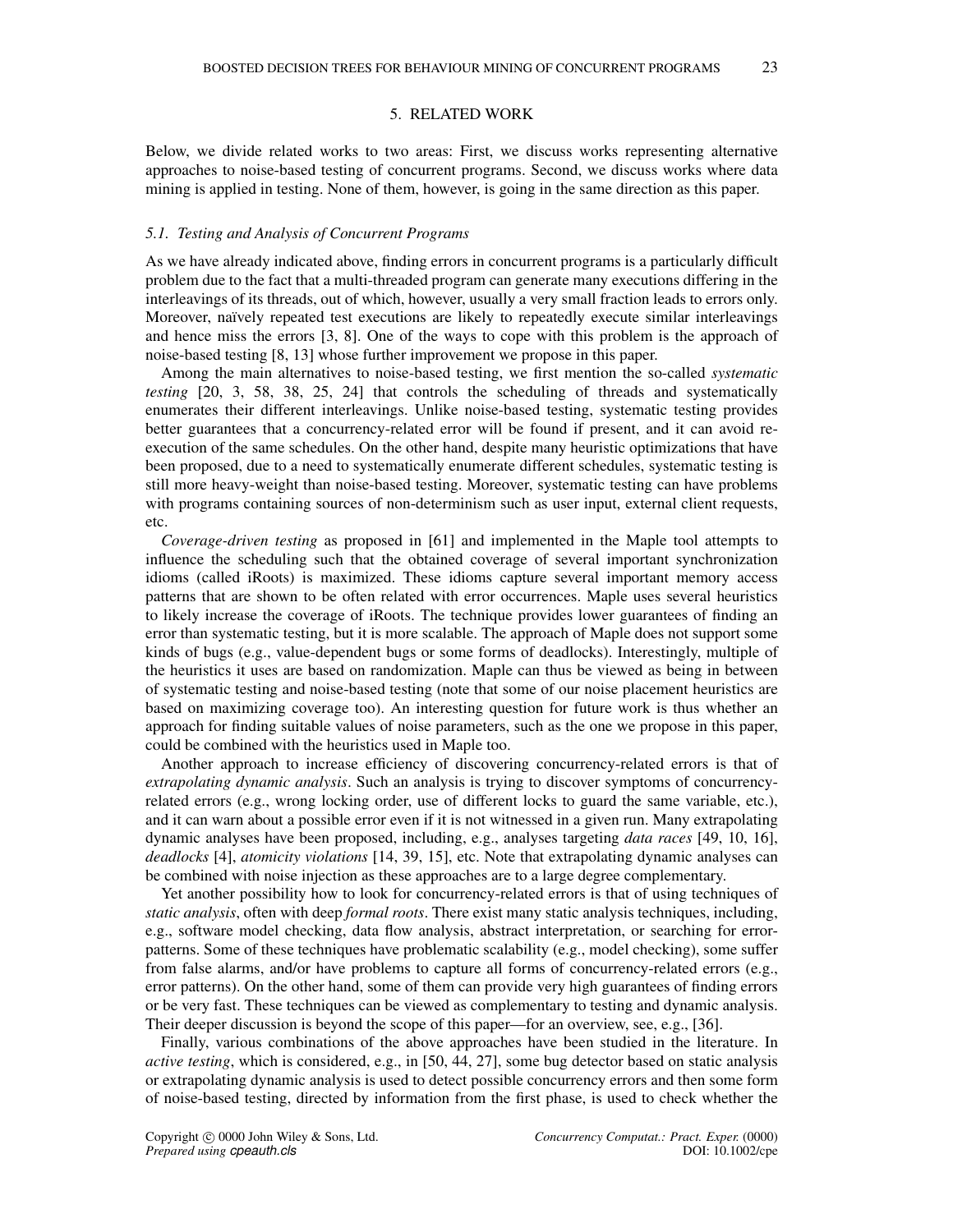## 5. RELATED WORK

Below, we divide related works to two areas: First, we discuss works representing alternative approaches to noise-based testing of concurrent programs. Second, we discuss works where data mining is applied in testing. None of them, however, is going in the same direction as this paper.

### 5.1. Testing and Analysis of Concurrent Programs

As we have already indicated above, finding errors in concurrent programs is a particularly difficult problem due to the fact that a multi-threaded program can generate many executions differing in the interleavings of its threads, out of which, however, usually a very small fraction leads to errors only. Moreover, naïvely repeated test executions are likely to repeatedly execute similar interleavings and hence miss the errors [3, 8]. One of the ways to cope with this problem is the approach of noise-based testing [8, 13] whose further improvement we propose in this paper.

Among the main alternatives to noise-based testing, we first mention the so-called *systematic testing* [20, 3, 58, 38, 25, 24] that controls the scheduling of threads and systematically enumerates their different interleavings. Unlike noise-based testing, systematic testing provides better guarantees that a concurrency-related error will be found if present, and it can avoid re-execution of the same schedules. On the other hand, despite many heuristic optimizations that have been proposed, due to a need to systematically enumerate different schedules, systematic testing is still more heavy-weight than noise-based testing. Moreover, systematic testing can have problems with programs containing sources of non-determinism such as user input, external client requests, etc.

*Coverage-driven testing* as proposed in [61] and implemented in the Maple tool attempts to influence the scheduling such that the obtained coverage of several important synchronization idioms (called iRoots) is maximized. These idioms capture several important memory access patterns that are shown to be often related with error occurrences. Maple uses several heuristics to likely increase the coverage of iRoots. The technique provides lower guarantees of finding an error than systematic testing, but it is more scalable. The approach of Maple does not support some kinds of bugs (e.g., value-dependent bugs or some forms of deadlocks). Interestingly, multiple of the heuristics it uses are based on randomization. Maple can thus be viewed as being in between of systematic testing and noise-based testing (note that some of our noise placement heuristics are based on maximizing coverage too). An interesting question for future work is thus whether an approach for finding suitable values of noise parameters, such as the one we propose in this paper, could be combined with the heuristics used in Maple too.

Another approach to increase efficiency of discovering concurrency-related errors is that of *extrapolating dynamic analysis*. Such an analysis is trying to discover symptoms of concurrency-related errors (e.g., wrong locking order, use of different locks to guard the same variable, etc.), and it can warn about a possible error even if it is not witnessed in a given run. Many extrapolating dynamic analyses have been proposed, including, e.g., analyses targeting *data races* [49, 10, 16], *deadlocks* [4], *atomicity violations* [14, 39, 15], etc. Note that extrapolating dynamic analyses can be combined with noise injection as these approaches are to a large degree complementary.

Yet another possibility how to look for concurrency-related errors is that of using techniques of *static analysis*, often with deep *formal roots*. There exist many static analysis techniques, including, e.g., software model checking, data flow analysis, abstract interpretation, or searching for error-patterns. Some of these techniques have problematic scalability (e.g., model checking), some suffer from false alarms, and/or have problems to capture all forms of concurrency-related errors (e.g., error patterns). On the other hand, some of them can provide very high guarantees of finding errors or be very fast. These techniques can be viewed as complementary to testing and dynamic analysis. Their deeper discussion is beyond the scope of this paper—for an overview, see, e.g., [36].

Finally, various combinations of the above approaches have been studied in the literature. In *active testing*, which is considered, e.g., in [50, 44, 27], some bug detector based on static analysis or extrapolating dynamic analysis is used to detect possible concurrency errors and then some form of noise-based testing, directed by information from the first phase, is used to check whether the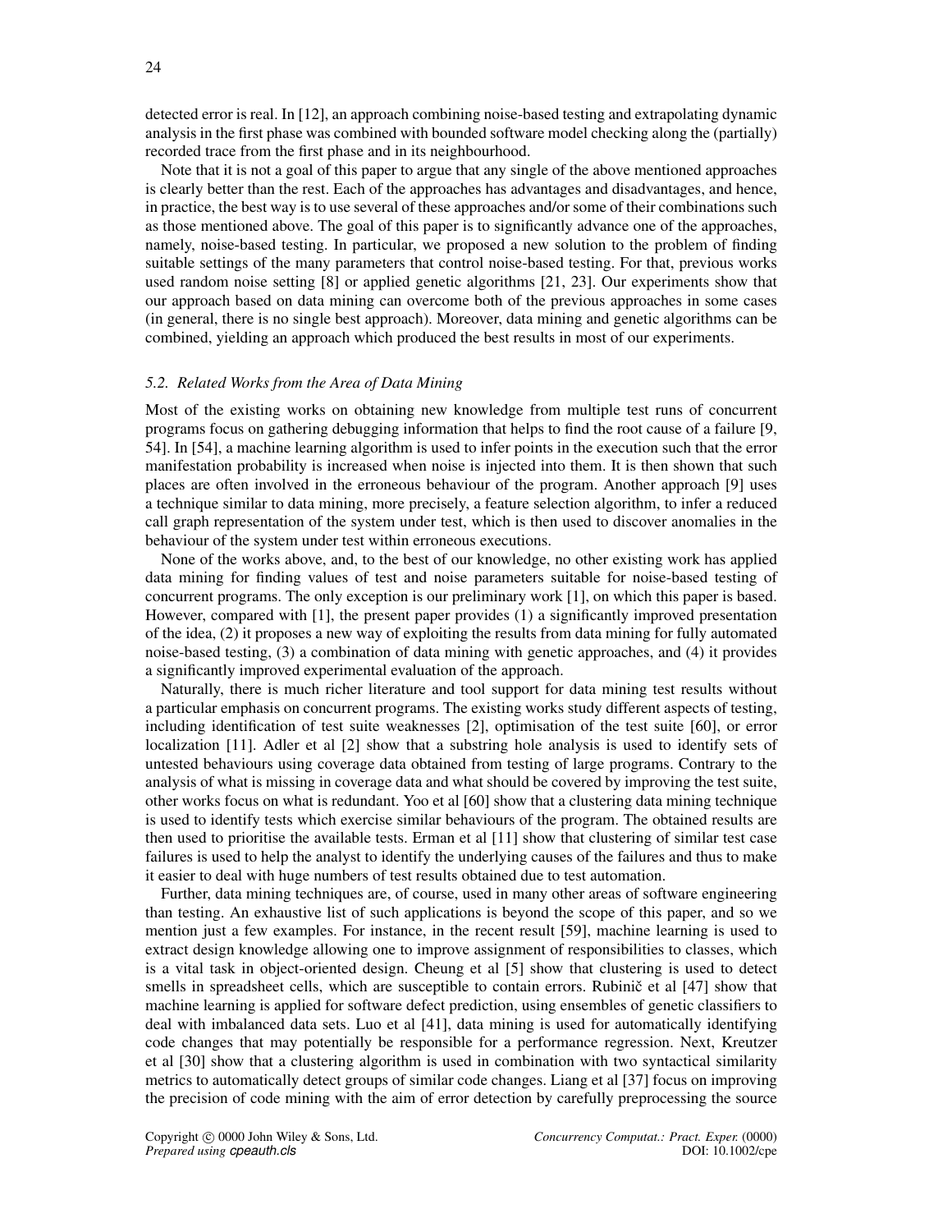detected error is real. In [12], an approach combining noise-based testing and extrapolating dynamic analysis in the first phase was combined with bounded software model checking along the (partially) recorded trace from the first phase and in its neighbourhood.

Note that it is not a goal of this paper to argue that any single of the above mentioned approaches is clearly better than the rest. Each of the approaches has advantages and disadvantages, and hence, in practice, the best way is to use several of these approaches and/or some of their combinations such as those mentioned above. The goal of this paper is to significantly advance one of the approaches, namely, noise-based testing. In particular, we proposed a new solution to the problem of finding suitable settings of the many parameters that control noise-based testing. For that, previous works used random noise setting [8] or applied genetic algorithms [21, 23]. Our experiments show that our approach based on data mining can overcome both of the previous approaches in some cases (in general, there is no single best approach). Moreover, data mining and genetic algorithms can be combined, yielding an approach which produced the best results in most of our experiments.

### *5.2. Related Works from the Area of Data Mining*

Most of the existing works on obtaining new knowledge from multiple test runs of concurrent programs focus on gathering debugging information that helps to find the root cause of a failure [9, 54]. In [54], a machine learning algorithm is used to infer points in the execution such that the error manifestation probability is increased when noise is injected into them. It is then shown that such places are often involved in the erroneous behaviour of the program. Another approach [9] uses a technique similar to data mining, more precisely, a feature selection algorithm, to infer a reduced call graph representation of the system under test, which is then used to discover anomalies in the behaviour of the system under test within erroneous executions.

None of the works above, and, to the best of our knowledge, no other existing work has applied data mining for finding values of test and noise parameters suitable for noise-based testing of concurrent programs. The only exception is our preliminary work [1], on which this paper is based. However, compared with [1], the present paper provides (1) a significantly improved presentation of the idea, (2) it proposes a new way of exploiting the results from data mining for fully automated noise-based testing, (3) a combination of data mining with genetic approaches, and (4) it provides a significantly improved experimental evaluation of the approach.

Naturally, there is much richer literature and tool support for data mining test results without a particular emphasis on concurrent programs. The existing works study different aspects of testing, including identification of test suite weaknesses [2], optimisation of the test suite [60], or error localization [11]. Adler et al [2] show that a substring hole analysis is used to identify sets of untested behaviours using coverage data obtained from testing of large programs. Contrary to the analysis of what is missing in coverage data and what should be covered by improving the test suite, other works focus on what is redundant. Yoo et al [60] show that a clustering data mining technique is used to identify tests which exercise similar behaviours of the program. The obtained results are then used to prioritise the available tests. Erman et al [11] show that clustering of similar test case failures is used to help the analyst to identify the underlying causes of the failures and thus to make it easier to deal with huge numbers of test results obtained due to test automation.

Further, data mining techniques are, of course, used in many other areas of software engineering than testing. An exhaustive list of such applications is beyond the scope of this paper, and so we mention just a few examples. For instance, in the recent result [59], machine learning is used to extract design knowledge allowing one to improve assignment of responsibilities to classes, which is a vital task in object-oriented design. Cheung et al [5] show that clustering is used to detect smells in spreadsheet cells, which are susceptible to contain errors. Rubinič et al [47] show that machine learning is applied for software defect prediction, using ensembles of genetic classifiers to deal with imbalanced data sets. Luo et al [41], data mining is used for automatically identifying code changes that may potentially be responsible for a performance regression. Next, Kreutzer et al [30] show that a clustering algorithm is used in combination with two syntactical similarity metrics to automatically detect groups of similar code changes. Liang et al [37] focus on improving the precision of code mining with the aim of error detection by carefully preprocessing the source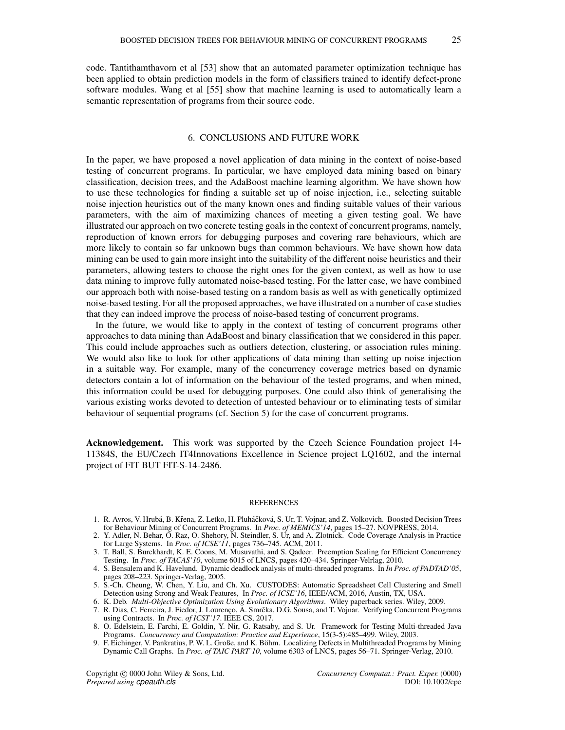code. Tantithamthavorn et al [53] show that an automated parameter optimization technique has been applied to obtain prediction models in the form of classifiers trained to identify defect-prone software modules. Wang et al [55] show that machine learning is used to automatically learn a semantic representation of programs from their source code.

## 6. CONCLUSIONS AND FUTURE WORK

In the paper, we have proposed a novel application of data mining in the context of noise-based testing of concurrent programs. In particular, we have employed data mining based on binary classification, decision trees, and the AdaBoost machine learning algorithm. We have shown how to use these technologies for finding a suitable set up of noise injection, i.e., selecting suitable noise injection heuristics out of the many known ones and finding suitable values of their various parameters, with the aim of maximizing chances of meeting a given testing goal. We have illustrated our approach on two concrete testing goals in the context of concurrent programs, namely, reproduction of known errors for debugging purposes and covering rare behaviours, which are more likely to contain so far unknown bugs than common behaviours. We have shown how data mining can be used to gain more insight into the suitability of the different noise heuristics and their parameters, allowing testers to choose the right ones for the given context, as well as how to use data mining to improve fully automated noise-based testing. For the latter case, we have combined our approach both with noise-based testing on a random basis as well as with genetically optimized noise-based testing. For all the proposed approaches, we have illustrated on a number of case studies that they can indeed improve the process of noise-based testing of concurrent programs.

In the future, we would like to apply in the context of testing of concurrent programs other approaches to data mining than AdaBoost and binary classification that we considered in this paper. This could include approaches such as outliers detection, clustering, or association rules mining. We would also like to look for other applications of data mining than setting up noise injection in a suitable way. For example, many of the concurrency coverage metrics based on dynamic detectors contain a lot of information on the behaviour of the tested programs, and when mined, this information could be used for debugging purposes. One could also think of generalising the various existing works devoted to detection of untested behaviour or to eliminating tests of similar behaviour of sequential programs (cf. Section 5) for the case of concurrent programs.

**Acknowledgement.** This work was supported by the Czech Science Foundation project 14-11384S, the EU/Czech IT4Innovations Excellence in Science project LQ1602, and the internal project of FIT BUT FIT-S-14-2486.

## REFERENCES

1. R. Avros, V. Hrubá, B. Křena, Z. Letko, H. Pluháčková, S. Ur, T. Vojnar, and Z. Volkovich. Boosted Decision Trees for Behaviour Mining of Concurrent Programs. In *Proc. of MEMICS'14*, pages 15–27. NOVPRESS, 2014.
2. Y. Adler, N. Behar, O. Raz, O. Shehory, N. Steindler, S. Ur, and A. Zlotnick. Code Coverage Analysis in Practice for Large Systems. In *Proc. of ICSE'11*, pages 736–745. ACM, 2011.
3. T. Ball, S. Burckhardt, K. E. Coons, M. Musuvathi, and S. Qadeer. Preemption Sealing for Efficient Concurrency Testing. In *Proc. of TACAS'10*, volume 6015 of LNCS, pages 420–434. Springer-Velrlag, 2010.
4. S. Bensalem and K. Havelund. Dynamic deadlock analysis of multi-threaded programs. In *In Proc. of PADTAD'05*, pages 208–223. Springer-Verlag, 2005.
5. S.-Ch. Cheung, W. Chen, Y. Liu, and Ch. Xu. CUSTODES: Automatic Spreadsheet Cell Clustering and Smell Detection using Strong and Weak Features, In *Proc. of ICSE'16*, IEEE/ACM, 2016, Austin, TX, USA.
6. K. Deb. *Multi-Objective Optimization Using Evolutionary Algorithms*. Wiley paperback series. Wiley, 2009.
7. R. Dias, C. Ferreira, J. Fiedor, J. Lourenço, A. Smrčka, D.G. Sousa, and T. Vojnar. Verifying Concurrent Programs using Contracts. In *Proc. of ICST'17*. IEEE CS, 2017.
8. O. Edelstein, E. Farchi, E. Goldin, Y. Nir, G. Ratsaby, and S. Ur. Framework for Testing Multi-threaded Java Programs. *Concurrency and Computation: Practice and Experience*, 15(3-5):485–499. Wiley, 2003.
9. F. Eichinger, V. Pankratius, P. W. L. Große, and K. Böhm. Localizing Defects in Multithreaded Programs by Mining Dynamic Call Graphs. In *Proc. of TAIC PART'10*, volume 6303 of LNCS, pages 56–71. Springer-Verlag, 2010.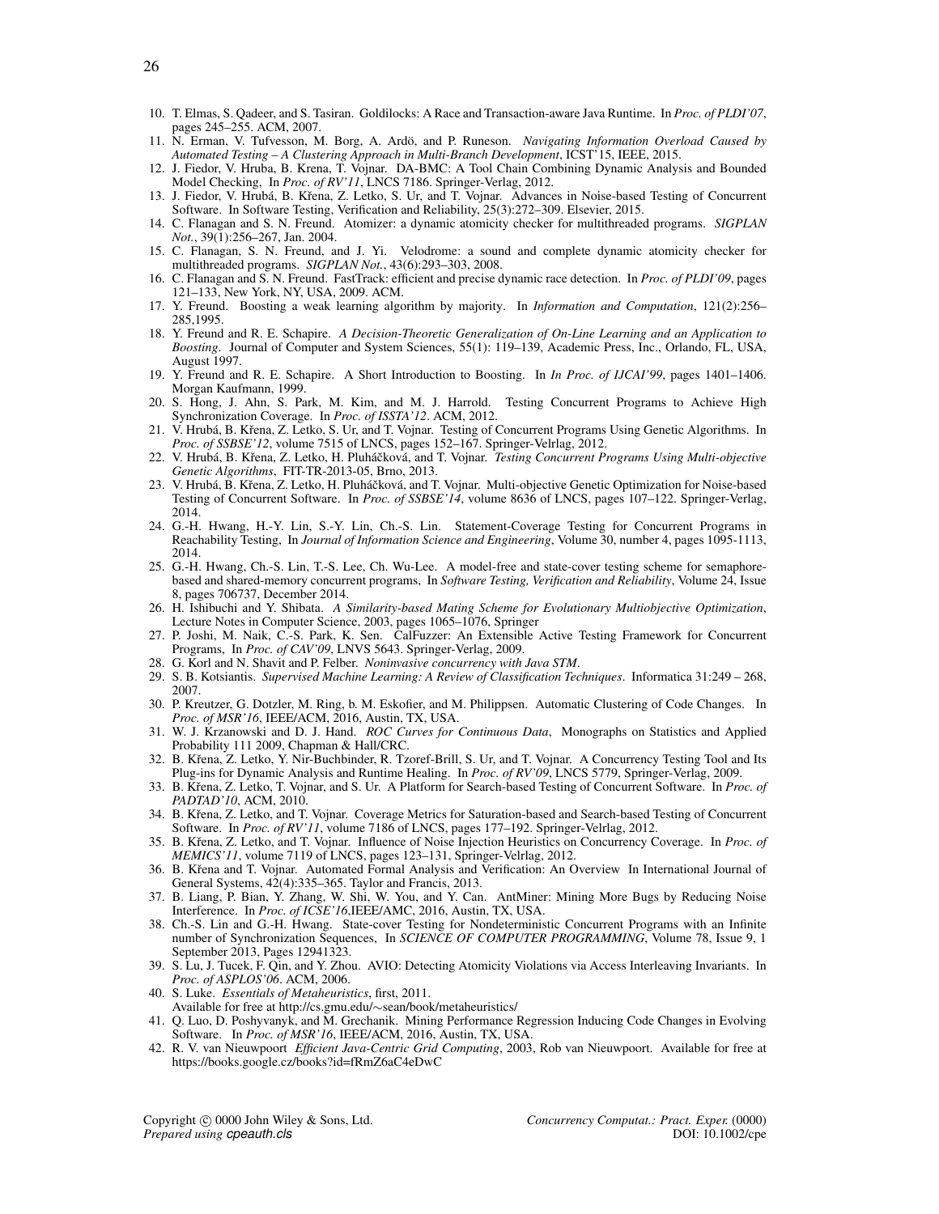10. T. Elmas, S. Qadeer, and S. Tasiran. Goldilocks: A Race and Transaction-aware Java Runtime. In *Proc. of PLDI'07*, pages 245–255. ACM, 2007.
11. N. Erman, V. Tufvesson, M. Borg, A. Ardö, and P. Runeson. *Navigating Information Overload Caused by Automated Testing – A Clustering Approach in Multi-Branch Development*, ICST'15, IEEE, 2015.
12. J. Fiedor, V. Hruba, B. Krena, T. Vojnar. DA-BMC: A Tool Chain Combining Dynamic Analysis and Bounded Model Checking, In *Proc. of RV'11*, LNCS 7186. Springer-Verlag, 2012.
13. J. Fiedor, V. Hrubá, B. Křena, Z. Letko, S. Ur, and T. Vojnar. Advances in Noise-based Testing of Concurrent Software. In Software Testing, Verification and Reliability, 25(3):272–309. Elsevier, 2015.
14. C. Flanagan and S. N. Freund. Atomizer: a dynamic atomicity checker for multithreaded programs. *SIGPLAN Not.*, 39(1):256–267, Jan. 2004.
15. C. Flanagan, S. N. Freund, and J. Yi. Velodrome: a sound and complete dynamic atomicity checker for multithreaded programs. *SIGPLAN Not.*, 43(6):293–303, 2008.
16. C. Flanagan and S. N. Freund. FastTrack: efficient and precise dynamic race detection. In *Proc. of PLDI'09*, pages 121–133, New York, NY, USA, 2009. ACM.
17. Y. Freund. Boosting a weak learning algorithm by majority. In *Information and Computation*, 121(2):256–285,1995.
18. Y. Freund and R. E. Schapire. *A Decision-Theoretic Generalization of On-Line Learning and an Application to Boosting*. Journal of Computer and System Sciences, 55(1): 119–139, Academic Press, Inc., Orlando, FL, USA, August 1997.
19. Y. Freund and R. E. Schapire. A Short Introduction to Boosting. In *In Proc. of IJCAI'99*, pages 1401–1406. Morgan Kaufmann, 1999.
20. S. Hong, J. Ahn, S. Park, M. Kim, and M. J. Harrold. Testing Concurrent Programs to Achieve High Synchronization Coverage. In *Proc. of ISSTA'12*. ACM, 2012.
21. V. Hrubá, B. Křena, Z. Letko, S. Ur, and T. Vojnar. Testing of Concurrent Programs Using Genetic Algorithms. In *Proc. of SSBSE'12*, volume 7515 of LNCS, pages 152–167. Springer-Velrlag, 2012.
22. V. Hrubá, B. Křena, Z. Letko, H. Pluháčková, and T. Vojnar. *Testing Concurrent Programs Using Multi-objective Genetic Algorithms*, FIT-TR-2013-05, Brno, 2013.
23. V. Hrubá, B. Křena, Z. Letko, H. Pluháčková, and T. Vojnar. Multi-objective Genetic Optimization for Noise-based Testing of Concurrent Software. In *Proc. of SSBSE'14*, volume 8636 of LNCS, pages 107–122. Springer-Verlag, 2014.
24. G.-H. Hwang, H.-Y. Lin, S.-Y. Lin, Ch.-S. Lin. Statement-Coverage Testing for Concurrent Programs in Reachability Testing, In *Journal of Information Science and Engineering*, Volume 30, number 4, pages 1095-1113, 2014.
25. G.-H. Hwang, Ch.-S. Lin, T.-S. Lee, Ch. Wu-Lee. A model-free and state-cover testing scheme for semaphore-based and shared-memory concurrent programs, In *Software Testing, Verification and Reliability*, Volume 24, Issue 8, pages 706737, December 2014.
26. H. Ishibuchi and Y. Shibata. *A Similarity-based Mating Scheme for Evolutionary Multiobjective Optimization*, Lecture Notes in Computer Science, 2003, pages 1065–1076, Springer
27. P. Joshi, M. Naik, C.-S. Park, K. Sen. CalFuzzer: An Extensible Active Testing Framework for Concurrent Programs, In *Proc. of CAV'09*, LNVS 5643. Springer-Verlag, 2009.
28. G. Korl and N. Shavit and P. Felber. *Noninvasive concurrency with Java STM*.
29. S. B. Kotsiantis. *Supervised Machine Learning: A Review of Classification Techniques*. Informatica 31:249 – 268, 2007.
30. P. Kreutzer, G. Dotzler, M. Ring, b. M. Eskofier, and M. Philippsen. Automatic Clustering of Code Changes. In *Proc. of MSR'16*, IEEE/ACM, 2016, Austin, TX, USA.
31. W. J. Krzanowski and D. J. Hand. *ROC Curves for Continuous Data*, Monographs on Statistics and Applied Probability 111 2009, Chapman & Hall/CRC.
32. B. Křena, Z. Letko, Y. Nir-Buchbinder, R. Tzoref-Brill, S. Ur, and T. Vojnar. A Concurrency Testing Tool and Its Plug-ins for Dynamic Analysis and Runtime Healing. In *Proc. of RV'09*, LNCS 5779, Springer-Verlag, 2009.
33. B. Křena, Z. Letko, T. Vojnar, and S. Ur. A Platform for Search-based Testing of Concurrent Software. In *Proc. of PADTAD'10*, ACM, 2010.
34. B. Křena, Z. Letko, and T. Vojnar. Coverage Metrics for Saturation-based and Search-based Testing of Concurrent Software. In *Proc. of RV'11*, volume 7186 of LNCS, pages 177–192. Springer-Velrlag, 2012.
35. B. Křena, Z. Letko, and T. Vojnar. Influence of Noise Injection Heuristics on Concurrency Coverage. In *Proc. of MEMICS'11*, volume 7119 of LNCS, pages 123–131, Springer-Velrlag, 2012.
36. B. Křena and T. Vojnar. Automated Formal Analysis and Verification: An Overview In International Journal of General Systems, 42(4):335–365. Taylor and Francis, 2013.
37. B. Liang, P. Bian, Y. Zhang, W. Shi, W. You, and Y. Can. AntMiner: Mining More Bugs by Reducing Noise Interference. In *Proc. of ICSE'16*,IEEE/AMC, 2016, Austin, TX, USA.
38. Ch.-S. Lin and G.-H. Hwang. State-cover Testing for Nondeterministic Concurrent Programs with an Infinite number of Synchronization Sequences, In *SCIENCE OF COMPUTER PROGRAMMING*, Volume 78, Issue 9, 1 September 2013, Pages 12941323.
39. S. Lu, J. Tucek, F. Qin, and Y. Zhou. AVIO: Detecting Atomicity Violations via Access Interleaving Invariants. In *Proc. of ASPLOS'06*. ACM, 2006.
40. S. Luke. *Essentials of Metaheuristics*, first, 2011. Available for free at http://cs.gmu.edu/∼sean/book/metaheuristics/
41. Q. Luo, D. Poshyvanyk, and M. Grechanik. Mining Performance Regression Inducing Code Changes in Evolving Software. In *Proc. of MSR'16*, IEEE/ACM, 2016, Austin, TX, USA.
42. R. V. van Nieuwpoort *Efficient Java-Centric Grid Computing*, 2003, Rob van Nieuwpoort. Available for free at https://books.google.cz/books?id=fRmZ6aC4eDwC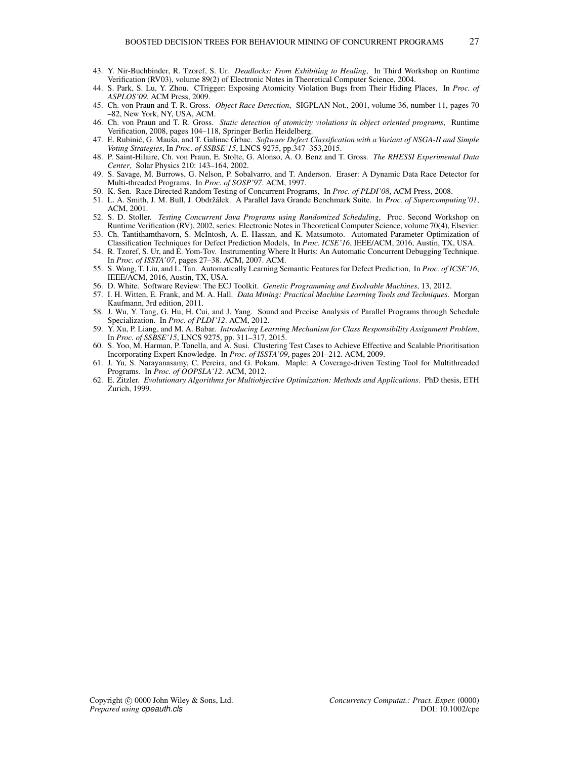43. Y. Nir-Buchbinder, R. Tzoref, S. Ur. *Deadlocks: From Exhibiting to Healing*, In Third Workshop on Runtime Verification (RV03), volume 89(2) of Electronic Notes in Theoretical Computer Science, 2004.
44. S. Park, S. Lu, Y. Zhou. CTrigger: Exposing Atomicity Violation Bugs from Their Hiding Places, In *Proc. of ASPLOS'09*, ACM Press, 2009.
45. Ch. von Praun and T. R. Gross. *Object Race Detection*, SIGPLAN Not., 2001, volume 36, number 11, pages 70 –82, New York, NY, USA, ACM.
46. Ch. von Praun and T. R. Gross. *Static detection of atomicity violations in object oriented programs*, Runtime Verification, 2008, pages 104–118, Springer Berlin Heidelberg.
47. E. Rubinić, G. Mauša, and T. Galinac Grbac. *Software Defect Classification with a Variant of NSGA-II and Simple Voting Strategies*, In *Proc. of SSBSE'15*, LNCS 9275, pp.347–353,2015.
48. P. Saint-Hilaire, Ch. von Praun, E. Stolte, G. Alonso, A. O. Benz and T. Gross. *The RHESSI Experimental Data Center*, Solar Physics 210: 143–164, 2002.
49. S. Savage, M. Burrows, G. Nelson, P. Sobalvarro, and T. Anderson. Eraser: A Dynamic Data Race Detector for Multi-threaded Programs. In *Proc. of SOSP'97*. ACM, 1997.
50. K. Sen. Race Directed Random Testing of Concurrent Programs, In *Proc. of PLDI'08*, ACM Press, 2008.
51. L. A. Smith, J. M. Bull, J. Obdržálek. A Parallel Java Grande Benchmark Suite. In *Proc. of Supercomputing'01*, ACM, 2001.
52. S. D. Stoller. *Testing Concurrent Java Programs using Randomized Scheduling*, Proc. Second Workshop on Runtime Verification (RV), 2002, series: Electronic Notes in Theoretical Computer Science, volume 70(4), Elsevier.
53. Ch. Tantithamthavorn, S. McIntosh, A. E. Hassan, and K. Matsumoto. Automated Parameter Optimization of Classification Techniques for Defect Prediction Models, In *Proc. ICSE'16*, IEEE/ACM, 2016, Austin, TX, USA.
54. R. Tzoref, S. Ur, and E. Yom-Tov. Instrumenting Where It Hurts: An Automatic Concurrent Debugging Technique. In *Proc. of ISSTA'07*, pages 27–38. ACM, 2007. ACM.
55. S. Wang, T. Liu, and L. Tan. Automatically Learning Semantic Features for Defect Prediction, In *Proc. of ICSE'16*, IEEE/ACM, 2016, Austin, TX, USA.
56. D. White. Software Review: The ECJ Toolkit. *Genetic Programming and Evolvable Machines*, 13, 2012.
57. I. H. Witten, E. Frank, and M. A. Hall. *Data Mining: Practical Machine Learning Tools and Techniques*. Morgan Kaufmann, 3rd edition, 2011.
58. J. Wu, Y. Tang, G. Hu, H. Cui, and J. Yang. Sound and Precise Analysis of Parallel Programs through Schedule Specialization. In *Proc. of PLDI'12*. ACM, 2012.
59. Y. Xu, P. Liang, and M. A. Babar. *Introducing Learning Mechanism for Class Responsibility Assignment Problem*, In *Proc. of SSBSE'15*, LNCS 9275, pp. 311–317, 2015.
60. S. Yoo, M. Harman, P. Tonella, and A. Susi. Clustering Test Cases to Achieve Effective and Scalable Prioritisation Incorporating Expert Knowledge. In *Proc. of ISSTA'09*, pages 201–212. ACM, 2009.
61. J. Yu, S. Narayanasamy, C. Pereira, and G. Pokam. Maple: A Coverage-driven Testing Tool for Multithreaded Programs. In *Proc. of OOPSLA'12*. ACM, 2012.
62. E. Zitzler. *Evolutionary Algorithms for Multiobjective Optimization: Methods and Applications*. PhD thesis, ETH Zurich, 1999.